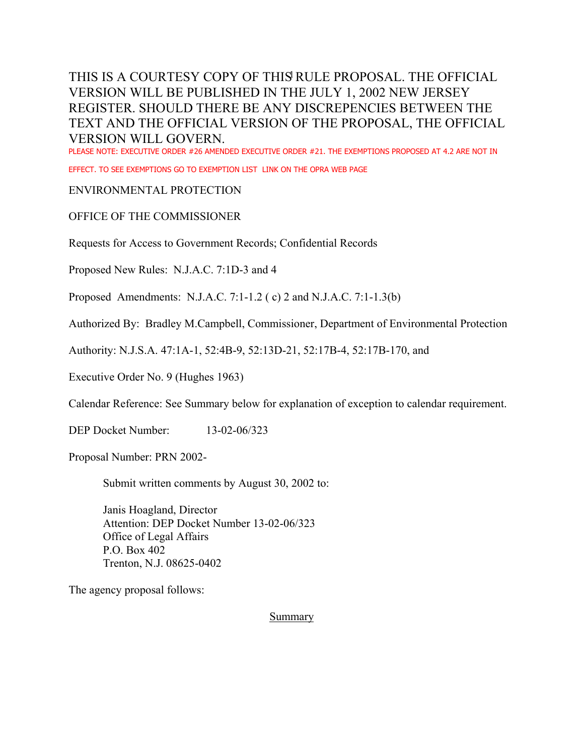THIS IS A COURTESY COPY OF THIS RULE PROPOSAL. THE OFFICIAL VERSION WILL BE PUBLISHED IN THE JULY 1, 2002 NEW JERSEY REGISTER. SHOULD THERE BE ANY DISCREPENCIES BETWEEN THE TEXT AND THE OFFICIAL VERSION OF THE PROPOSAL, THE OFFICIAL VERSION WILL GOVERN.

PLEASE NOTE: EXECUTIVE ORDER #26 AMENDED EXECUTIVE ORDER #21. THE EXEMPTIONS PROPOSED AT 4.2 ARE NOT IN EFFECT. TO SEE EXEMPTIONS GO TO EXEMPTION LIST LINK ON THE OPRA WEB PAGE

ENVIRONMENTAL PROTECTION

OFFICE OF THE COMMISSIONER

Requests for Access to Government Records; Confidential Records

Proposed New Rules: N.J.A.C. 7:1D-3 and 4

Proposed Amendments: N.J.A.C. 7:1-1.2 ( c) 2 and N.J.A.C. 7:1-1.3(b)

Authorized By: Bradley M.Campbell, Commissioner, Department of Environmental Protection

Authority: N.J.S.A. 47:1A-1, 52:4B-9, 52:13D-21, 52:17B-4, 52:17B-170, and

Executive Order No. 9 (Hughes 1963)

Calendar Reference: See Summary below for explanation of exception to calendar requirement.

DEP Docket Number: 13-02-06/323

Proposal Number: PRN 2002-

Submit written comments by August 30, 2002 to:

Janis Hoagland, Director
Attention: DEP Docket Number 13-02-06/323
Office of Legal Affairs
P.O. Box 402
Trenton, N.J. 08625-0402

The agency proposal follows:

## Summary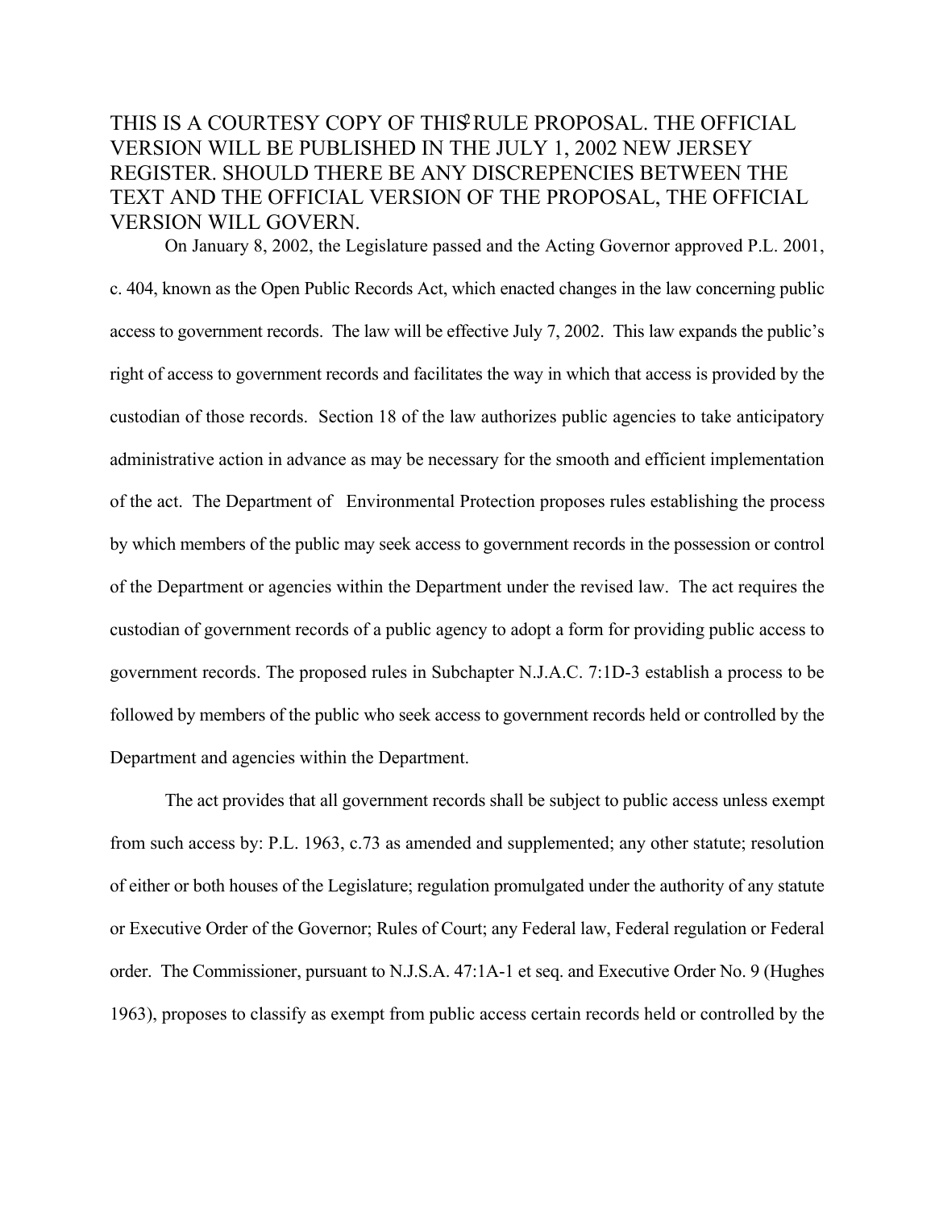THIS IS A COURTESY COPY OF THIS RULE PROPOSAL. THE OFFICIAL VERSION WILL BE PUBLISHED IN THE JULY 1, 2002 NEW JERSEY REGISTER. SHOULD THERE BE ANY DISCREPENCIES BETWEEN THE TEXT AND THE OFFICIAL VERSION OF THE PROPOSAL, THE OFFICIAL VERSION WILL GOVERN.

On January 8, 2002, the Legislature passed and the Acting Governor approved P.L. 2001, c. 404, known as the Open Public Records Act, which enacted changes in the law concerning public access to government records. The law will be effective July 7, 2002. This law expands the public's right of access to government records and facilitates the way in which that access is provided by the custodian of those records. Section 18 of the law authorizes public agencies to take anticipatory administrative action in advance as may be necessary for the smooth and efficient implementation of the act. The Department of Environmental Protection proposes rules establishing the process by which members of the public may seek access to government records in the possession or control of the Department or agencies within the Department under the revised law. The act requires the custodian of government records of a public agency to adopt a form for providing public access to government records. The proposed rules in Subchapter N.J.A.C. 7:1D-3 establish a process to be followed by members of the public who seek access to government records held or controlled by the Department and agencies within the Department.

The act provides that all government records shall be subject to public access unless exempt from such access by: P.L. 1963, c.73 as amended and supplemented; any other statute; resolution of either or both houses of the Legislature; regulation promulgated under the authority of any statute or Executive Order of the Governor; Rules of Court; any Federal law, Federal regulation or Federal order. The Commissioner, pursuant to N.J.S.A. 47:1A-1 et seq. and Executive Order No. 9 (Hughes 1963), proposes to classify as exempt from public access certain records held or controlled by the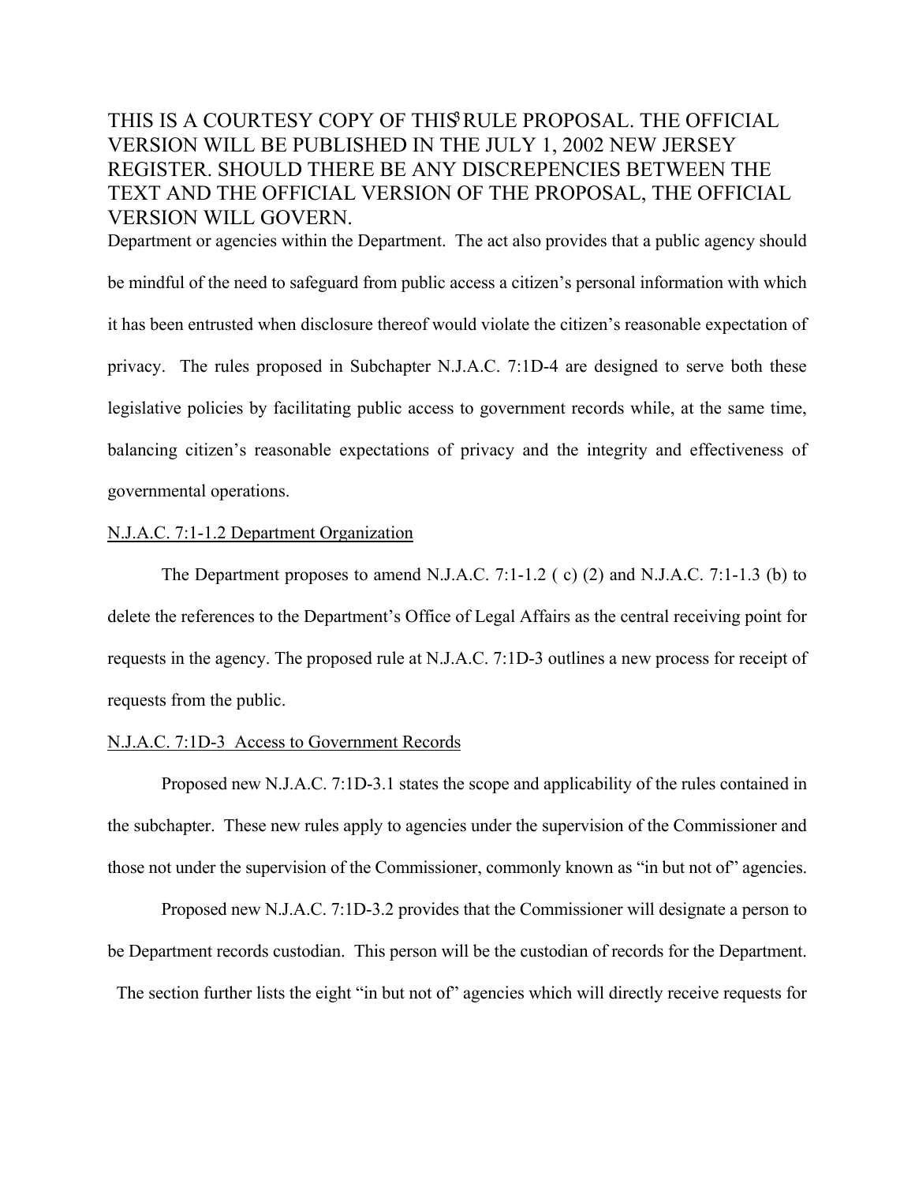Department or agencies within the Department. The act also provides that a public agency should be mindful of the need to safeguard from public access a citizen's personal information with which it has been entrusted when disclosure thereof would violate the citizen's reasonable expectation of privacy. The rules proposed in Subchapter N.J.A.C. 7:1D-4 are designed to serve both these legislative policies by facilitating public access to government records while, at the same time, balancing citizen's reasonable expectations of privacy and the integrity and effectiveness of governmental operations.

N.J.A.C. 7:1-1.2 Department Organization

The Department proposes to amend N.J.A.C. 7:1-1.2 ( c) (2) and N.J.A.C. 7:1-1.3 (b) to delete the references to the Department's Office of Legal Affairs as the central receiving point for requests in the agency. The proposed rule at N.J.A.C. 7:1D-3 outlines a new process for receipt of requests from the public.

N.J.A.C. 7:1D-3 Access to Government Records

Proposed new N.J.A.C. 7:1D-3.1 states the scope and applicability of the rules contained in the subchapter. These new rules apply to agencies under the supervision of the Commissioner and those not under the supervision of the Commissioner, commonly known as "in but not of" agencies.

Proposed new N.J.A.C. 7:1D-3.2 provides that the Commissioner will designate a person to be Department records custodian. This person will be the custodian of records for the Department. The section further lists the eight "in but not of" agencies which will directly receive requests for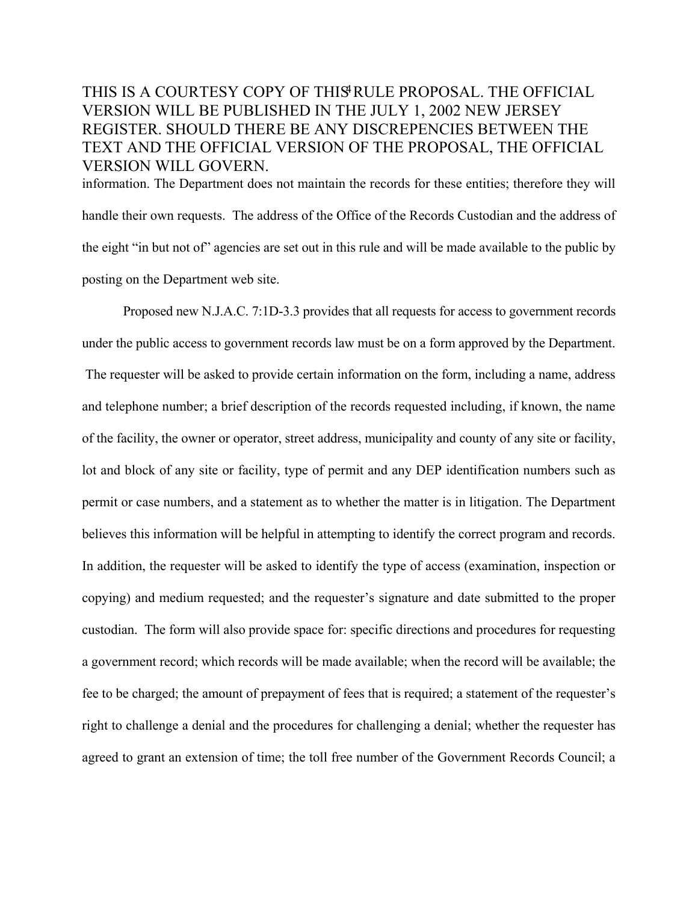information. The Department does not maintain the records for these entities; therefore they will handle their own requests. The address of the Office of the Records Custodian and the address of the eight "in but not of" agencies are set out in this rule and will be made available to the public by posting on the Department web site.

Proposed new N.J.A.C. 7:1D-3.3 provides that all requests for access to government records under the public access to government records law must be on a form approved by the Department. The requester will be asked to provide certain information on the form, including a name, address and telephone number; a brief description of the records requested including, if known, the name of the facility, the owner or operator, street address, municipality and county of any site or facility, lot and block of any site or facility, type of permit and any DEP identification numbers such as permit or case numbers, and a statement as to whether the matter is in litigation. The Department believes this information will be helpful in attempting to identify the correct program and records. In addition, the requester will be asked to identify the type of access (examination, inspection or copying) and medium requested; and the requester's signature and date submitted to the proper custodian. The form will also provide space for: specific directions and procedures for requesting a government record; which records will be made available; when the record will be available; the fee to be charged; the amount of prepayment of fees that is required; a statement of the requester's right to challenge a denial and the procedures for challenging a denial; whether the requester has agreed to grant an extension of time; the toll free number of the Government Records Council; a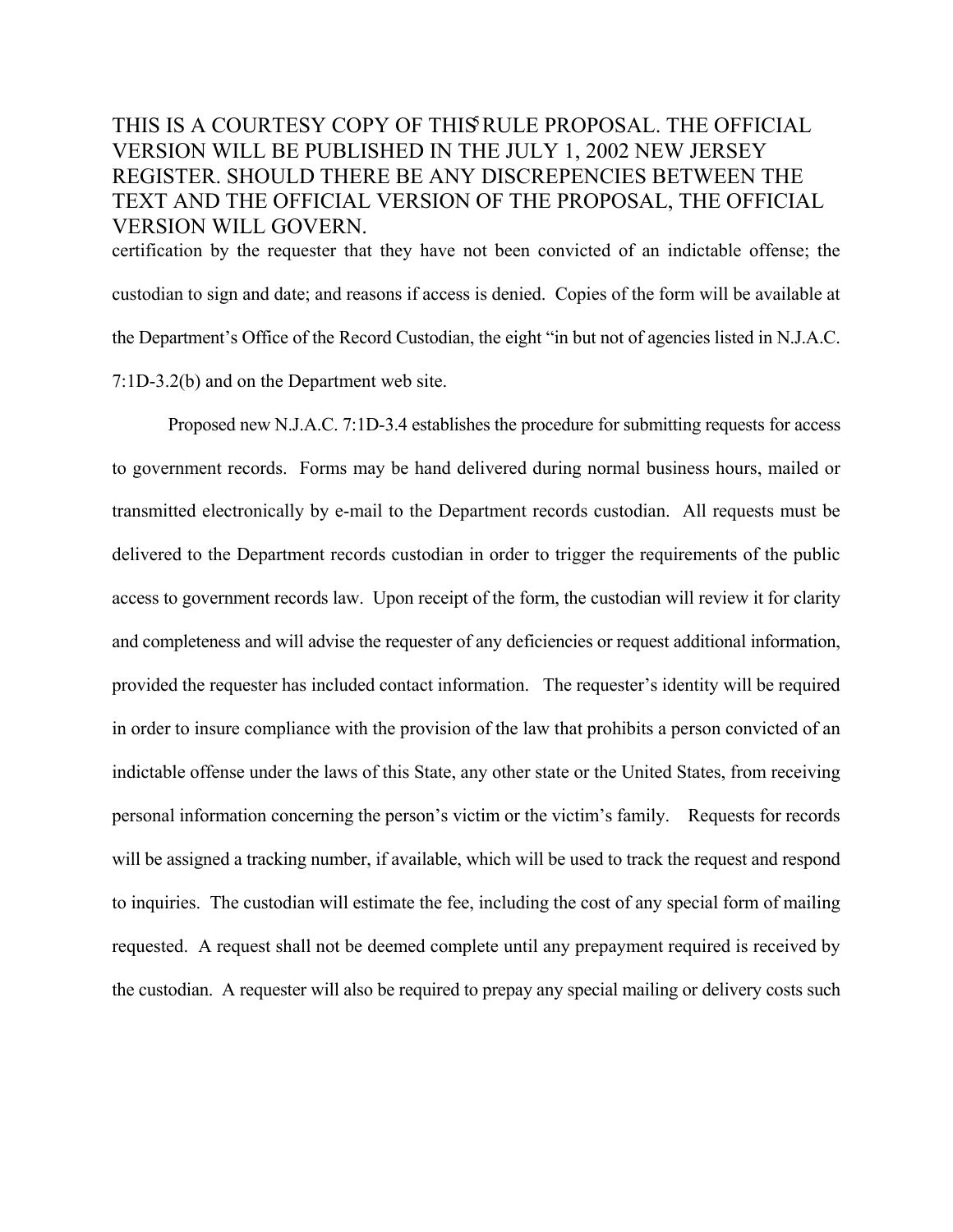THIS IS A COURTESY COPY OF THIS RULE PROPOSAL. THE OFFICIAL VERSION WILL BE PUBLISHED IN THE JULY 1, 2002 NEW JERSEY REGISTER. SHOULD THERE BE ANY DISCREPENCIES BETWEEN THE TEXT AND THE OFFICIAL VERSION OF THE PROPOSAL, THE OFFICIAL VERSION WILL GOVERN.

certification by the requester that they have not been convicted of an indictable offense; the custodian to sign and date; and reasons if access is denied. Copies of the form will be available at the Department's Office of the Record Custodian, the eight "in but not of agencies listed in N.J.A.C. 7:1D-3.2(b) and on the Department web site.

Proposed new N.J.A.C. 7:1D-3.4 establishes the procedure for submitting requests for access to government records. Forms may be hand delivered during normal business hours, mailed or transmitted electronically by e-mail to the Department records custodian. All requests must be delivered to the Department records custodian in order to trigger the requirements of the public access to government records law. Upon receipt of the form, the custodian will review it for clarity and completeness and will advise the requester of any deficiencies or request additional information, provided the requester has included contact information. The requester's identity will be required in order to insure compliance with the provision of the law that prohibits a person convicted of an indictable offense under the laws of this State, any other state or the United States, from receiving personal information concerning the person's victim or the victim's family. Requests for records will be assigned a tracking number, if available, which will be used to track the request and respond to inquiries. The custodian will estimate the fee, including the cost of any special form of mailing requested. A request shall not be deemed complete until any prepayment required is received by the custodian. A requester will also be required to prepay any special mailing or delivery costs such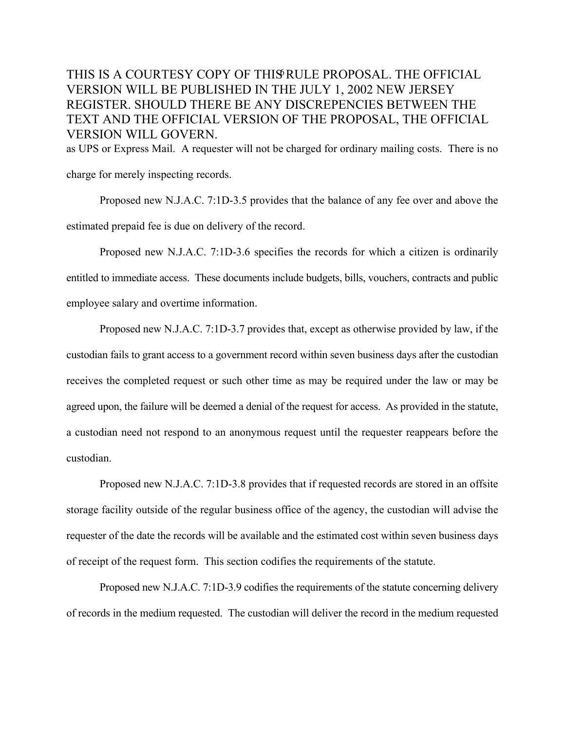as UPS or Express Mail. A requester will not be charged for ordinary mailing costs. There is no charge for merely inspecting records.

Proposed new N.J.A.C. 7:1D-3.5 provides that the balance of any fee over and above the estimated prepaid fee is due on delivery of the record.

Proposed new N.J.A.C. 7:1D-3.6 specifies the records for which a citizen is ordinarily entitled to immediate access. These documents include budgets, bills, vouchers, contracts and public employee salary and overtime information.

Proposed new N.J.A.C. 7:1D-3.7 provides that, except as otherwise provided by law, if the custodian fails to grant access to a government record within seven business days after the custodian receives the completed request or such other time as may be required under the law or may be agreed upon, the failure will be deemed a denial of the request for access. As provided in the statute, a custodian need not respond to an anonymous request until the requester reappears before the custodian.

Proposed new N.J.A.C. 7:1D-3.8 provides that if requested records are stored in an offsite storage facility outside of the regular business office of the agency, the custodian will advise the requester of the date the records will be available and the estimated cost within seven business days of receipt of the request form. This section codifies the requirements of the statute.

Proposed new N.J.A.C. 7:1D-3.9 codifies the requirements of the statute concerning delivery of records in the medium requested. The custodian will deliver the record in the medium requested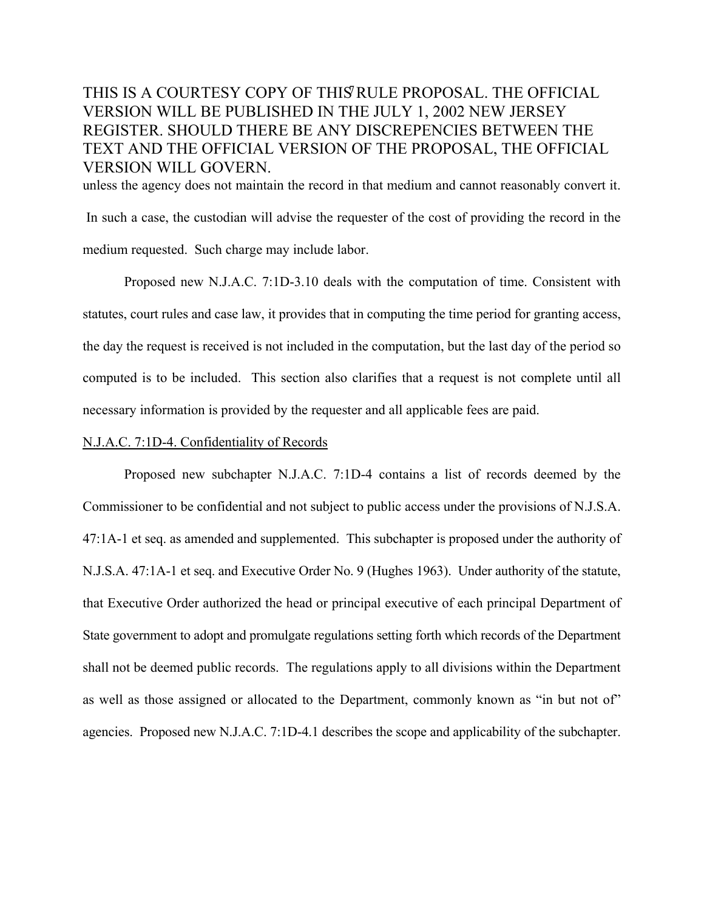unless the agency does not maintain the record in that medium and cannot reasonably convert it. In such a case, the custodian will advise the requester of the cost of providing the record in the medium requested. Such charge may include labor.

Proposed new N.J.A.C. 7:1D-3.10 deals with the computation of time. Consistent with statutes, court rules and case law, it provides that in computing the time period for granting access, the day the request is received is not included in the computation, but the last day of the period so computed is to be included. This section also clarifies that a request is not complete until all necessary information is provided by the requester and all applicable fees are paid.

N.J.A.C. 7:1D-4. Confidentiality of Records

Proposed new subchapter N.J.A.C. 7:1D-4 contains a list of records deemed by the Commissioner to be confidential and not subject to public access under the provisions of N.J.S.A. 47:1A-1 et seq. as amended and supplemented. This subchapter is proposed under the authority of N.J.S.A. 47:1A-1 et seq. and Executive Order No. 9 (Hughes 1963). Under authority of the statute, that Executive Order authorized the head or principal executive of each principal Department of State government to adopt and promulgate regulations setting forth which records of the Department shall not be deemed public records. The regulations apply to all divisions within the Department as well as those assigned or allocated to the Department, commonly known as "in but not of" agencies. Proposed new N.J.A.C. 7:1D-4.1 describes the scope and applicability of the subchapter.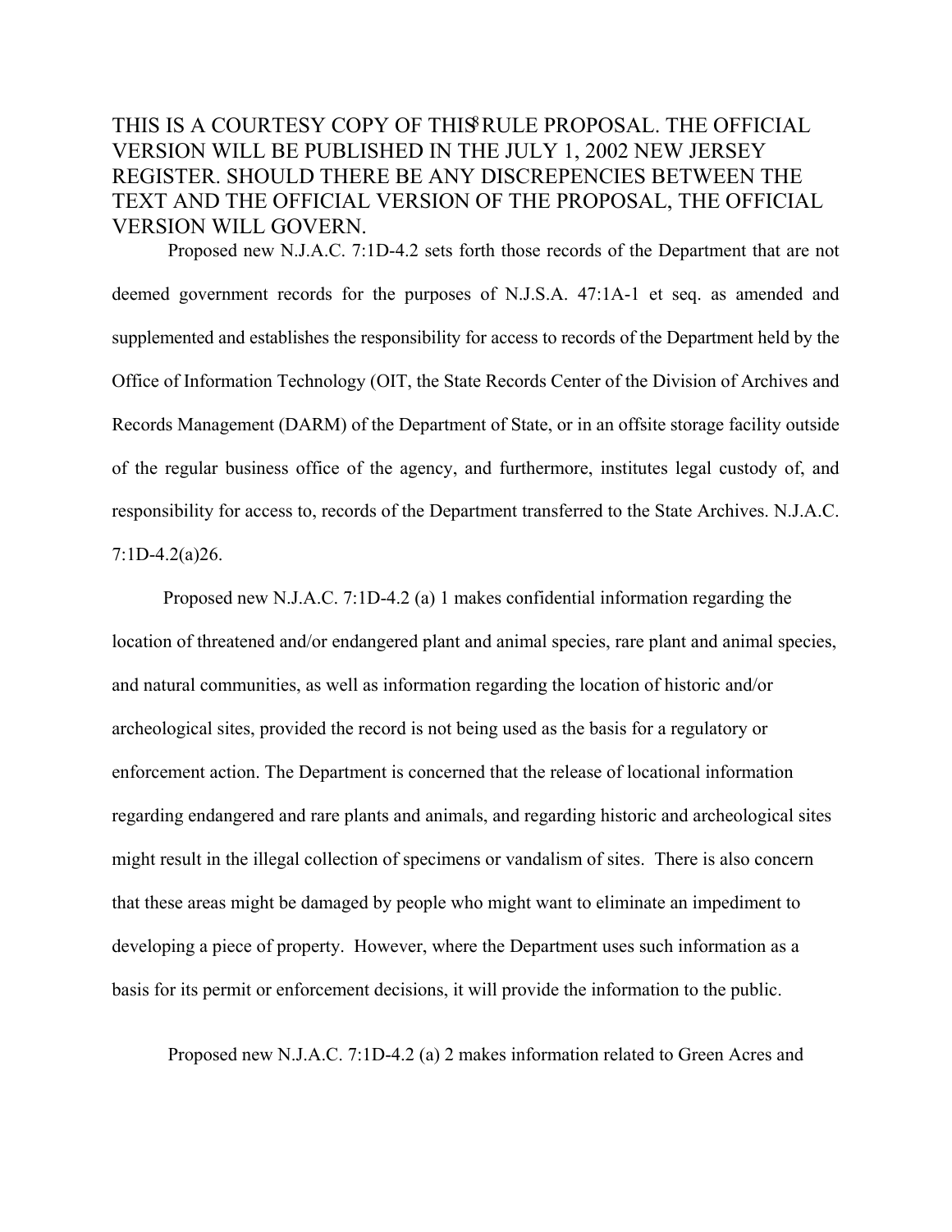THIS IS A COURTESY COPY OF THIS RULE PROPOSAL. THE OFFICIAL VERSION WILL BE PUBLISHED IN THE JULY 1, 2002 NEW JERSEY REGISTER. SHOULD THERE BE ANY DISCREPENCIES BETWEEN THE TEXT AND THE OFFICIAL VERSION OF THE PROPOSAL, THE OFFICIAL VERSION WILL GOVERN.

Proposed new N.J.A.C. 7:1D-4.2 sets forth those records of the Department that are not deemed government records for the purposes of N.J.S.A. 47:1A-1 et seq. as amended and supplemented and establishes the responsibility for access to records of the Department held by the Office of Information Technology (OIT, the State Records Center of the Division of Archives and Records Management (DARM) of the Department of State, or in an offsite storage facility outside of the regular business office of the agency, and furthermore, institutes legal custody of, and responsibility for access to, records of the Department transferred to the State Archives. N.J.A.C. 7:1D-4.2(a)26.

Proposed new N.J.A.C. 7:1D-4.2 (a) 1 makes confidential information regarding the location of threatened and/or endangered plant and animal species, rare plant and animal species, and natural communities, as well as information regarding the location of historic and/or archeological sites, provided the record is not being used as the basis for a regulatory or enforcement action. The Department is concerned that the release of locational information regarding endangered and rare plants and animals, and regarding historic and archeological sites might result in the illegal collection of specimens or vandalism of sites. There is also concern that these areas might be damaged by people who might want to eliminate an impediment to developing a piece of property. However, where the Department uses such information as a basis for its permit or enforcement decisions, it will provide the information to the public.

Proposed new N.J.A.C. 7:1D-4.2 (a) 2 makes information related to Green Acres and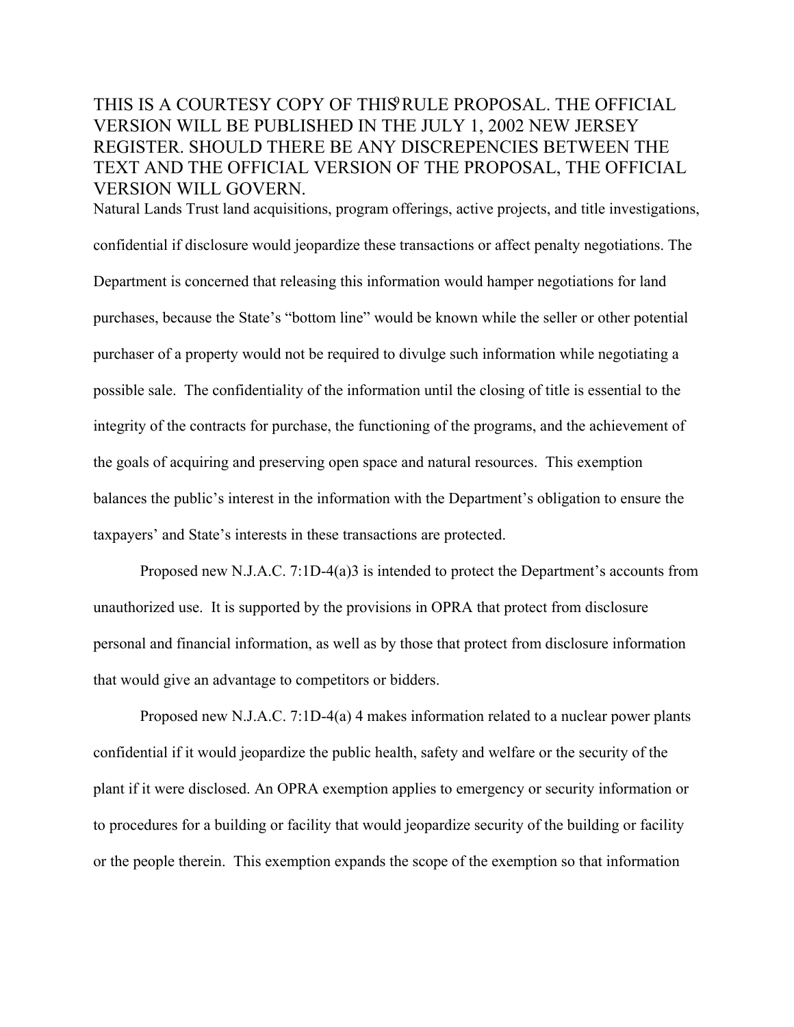Natural Lands Trust land acquisitions, program offerings, active projects, and title investigations, confidential if disclosure would jeopardize these transactions or affect penalty negotiations. The Department is concerned that releasing this information would hamper negotiations for land purchases, because the State's "bottom line" would be known while the seller or other potential purchaser of a property would not be required to divulge such information while negotiating a possible sale. The confidentiality of the information until the closing of title is essential to the integrity of the contracts for purchase, the functioning of the programs, and the achievement of the goals of acquiring and preserving open space and natural resources. This exemption balances the public's interest in the information with the Department's obligation to ensure the taxpayers' and State's interests in these transactions are protected.

Proposed new N.J.A.C. 7:1D-4(a)3 is intended to protect the Department's accounts from unauthorized use. It is supported by the provisions in OPRA that protect from disclosure personal and financial information, as well as by those that protect from disclosure information that would give an advantage to competitors or bidders.

Proposed new N.J.A.C. 7:1D-4(a) 4 makes information related to a nuclear power plants confidential if it would jeopardize the public health, safety and welfare or the security of the plant if it were disclosed. An OPRA exemption applies to emergency or security information or to procedures for a building or facility that would jeopardize security of the building or facility or the people therein. This exemption expands the scope of the exemption so that information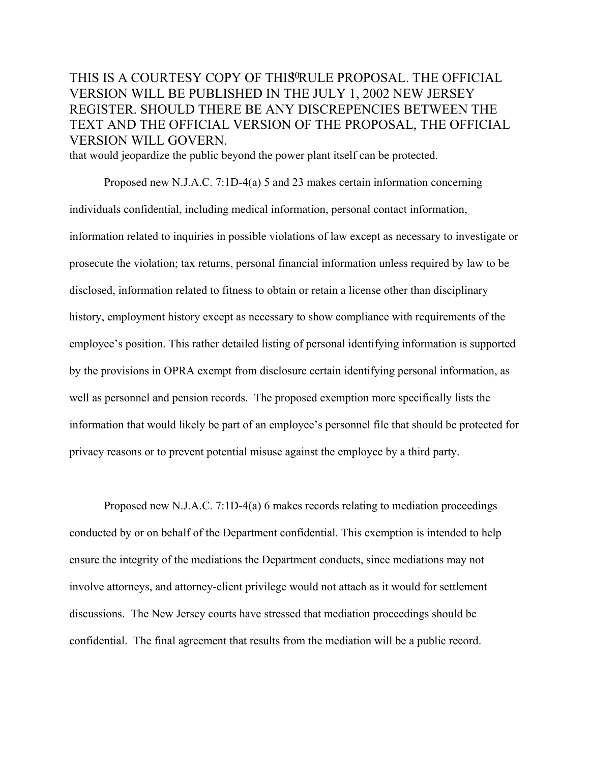that would jeopardize the public beyond the power plant itself can be protected.

Proposed new N.J.A.C. 7:1D-4(a) 5 and 23 makes certain information concerning individuals confidential, including medical information, personal contact information, information related to inquiries in possible violations of law except as necessary to investigate or prosecute the violation; tax returns, personal financial information unless required by law to be disclosed, information related to fitness to obtain or retain a license other than disciplinary history, employment history except as necessary to show compliance with requirements of the employee's position. This rather detailed listing of personal identifying information is supported by the provisions in OPRA exempt from disclosure certain identifying personal information, as well as personnel and pension records. The proposed exemption more specifically lists the information that would likely be part of an employee's personnel file that should be protected for privacy reasons or to prevent potential misuse against the employee by a third party.

Proposed new N.J.A.C. 7:1D-4(a) 6 makes records relating to mediation proceedings conducted by or on behalf of the Department confidential. This exemption is intended to help ensure the integrity of the mediations the Department conducts, since mediations may not involve attorneys, and attorney-client privilege would not attach as it would for settlement discussions. The New Jersey courts have stressed that mediation proceedings should be confidential. The final agreement that results from the mediation will be a public record.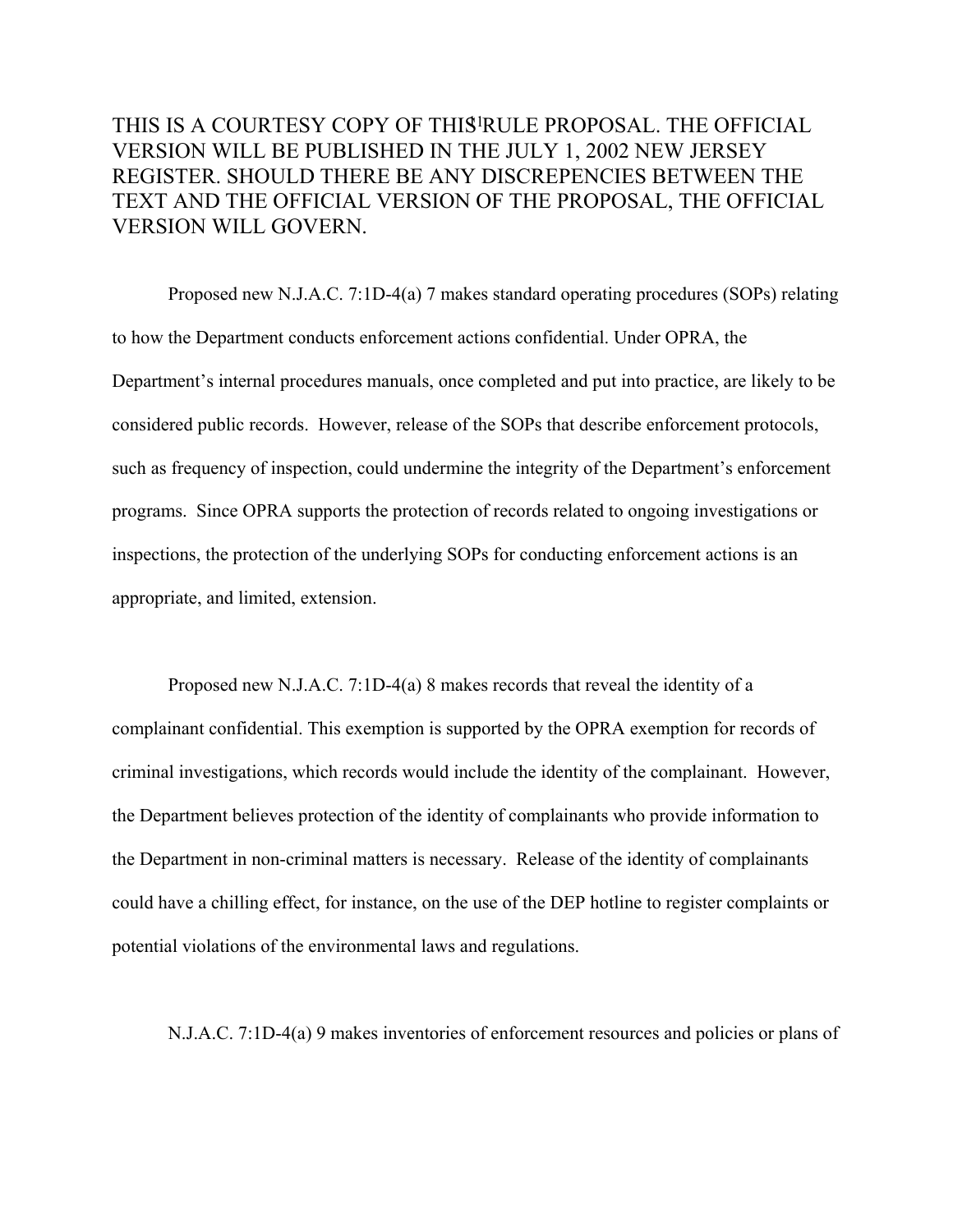THIS IS A COURTESY COPY OF THIS RULE PROPOSAL. THE OFFICIAL VERSION WILL BE PUBLISHED IN THE JULY 1, 2002 NEW JERSEY REGISTER. SHOULD THERE BE ANY DISCREPENCIES BETWEEN THE TEXT AND THE OFFICIAL VERSION OF THE PROPOSAL, THE OFFICIAL VERSION WILL GOVERN.

Proposed new N.J.A.C. 7:1D-4(a) 7 makes standard operating procedures (SOPs) relating to how the Department conducts enforcement actions confidential. Under OPRA, the Department's internal procedures manuals, once completed and put into practice, are likely to be considered public records. However, release of the SOPs that describe enforcement protocols, such as frequency of inspection, could undermine the integrity of the Department's enforcement programs. Since OPRA supports the protection of records related to ongoing investigations or inspections, the protection of the underlying SOPs for conducting enforcement actions is an appropriate, and limited, extension.

Proposed new N.J.A.C. 7:1D-4(a) 8 makes records that reveal the identity of a complainant confidential. This exemption is supported by the OPRA exemption for records of criminal investigations, which records would include the identity of the complainant. However, the Department believes protection of the identity of complainants who provide information to the Department in non-criminal matters is necessary. Release of the identity of complainants could have a chilling effect, for instance, on the use of the DEP hotline to register complaints or potential violations of the environmental laws and regulations.

N.J.A.C. 7:1D-4(a) 9 makes inventories of enforcement resources and policies or plans of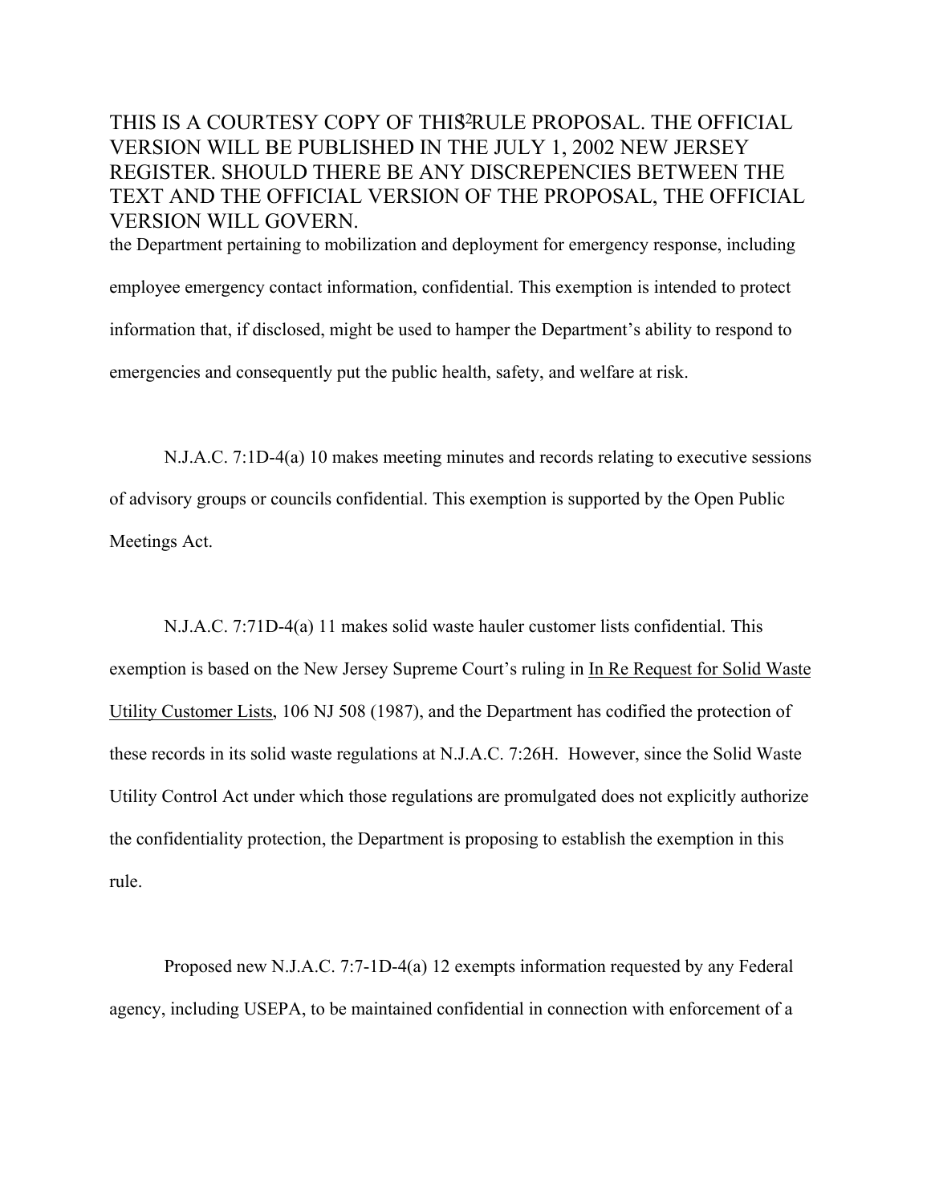the Department pertaining to mobilization and deployment for emergency response, including employee emergency contact information, confidential. This exemption is intended to protect information that, if disclosed, might be used to hamper the Department's ability to respond to emergencies and consequently put the public health, safety, and welfare at risk.

N.J.A.C. 7:1D-4(a) 10 makes meeting minutes and records relating to executive sessions of advisory groups or councils confidential. This exemption is supported by the Open Public Meetings Act.

N.J.A.C. 7:71D-4(a) 11 makes solid waste hauler customer lists confidential. This exemption is based on the New Jersey Supreme Court's ruling in <u>In Re Request for Solid Waste Utility Customer Lists</u>, 106 NJ 508 (1987), and the Department has codified the protection of these records in its solid waste regulations at N.J.A.C. 7:26H. However, since the Solid Waste Utility Control Act under which those regulations are promulgated does not explicitly authorize the confidentiality protection, the Department is proposing to establish the exemption in this rule.

Proposed new N.J.A.C. 7:7-1D-4(a) 12 exempts information requested by any Federal agency, including USEPA, to be maintained confidential in connection with enforcement of a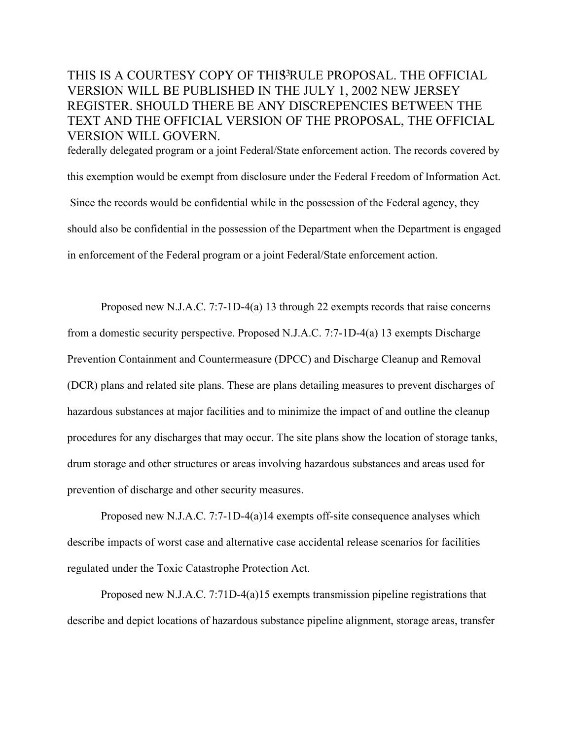federally delegated program or a joint Federal/State enforcement action. The records covered by this exemption would be exempt from disclosure under the Federal Freedom of Information Act. Since the records would be confidential while in the possession of the Federal agency, they should also be confidential in the possession of the Department when the Department is engaged in enforcement of the Federal program or a joint Federal/State enforcement action.

Proposed new N.J.A.C. 7:7-1D-4(a) 13 through 22 exempts records that raise concerns from a domestic security perspective. Proposed N.J.A.C. 7:7-1D-4(a) 13 exempts Discharge Prevention Containment and Countermeasure (DPCC) and Discharge Cleanup and Removal (DCR) plans and related site plans. These are plans detailing measures to prevent discharges of hazardous substances at major facilities and to minimize the impact of and outline the cleanup procedures for any discharges that may occur. The site plans show the location of storage tanks, drum storage and other structures or areas involving hazardous substances and areas used for prevention of discharge and other security measures.

Proposed new N.J.A.C. 7:7-1D-4(a)14 exempts off-site consequence analyses which describe impacts of worst case and alternative case accidental release scenarios for facilities regulated under the Toxic Catastrophe Protection Act.

Proposed new N.J.A.C. 7:71D-4(a)15 exempts transmission pipeline registrations that describe and depict locations of hazardous substance pipeline alignment, storage areas, transfer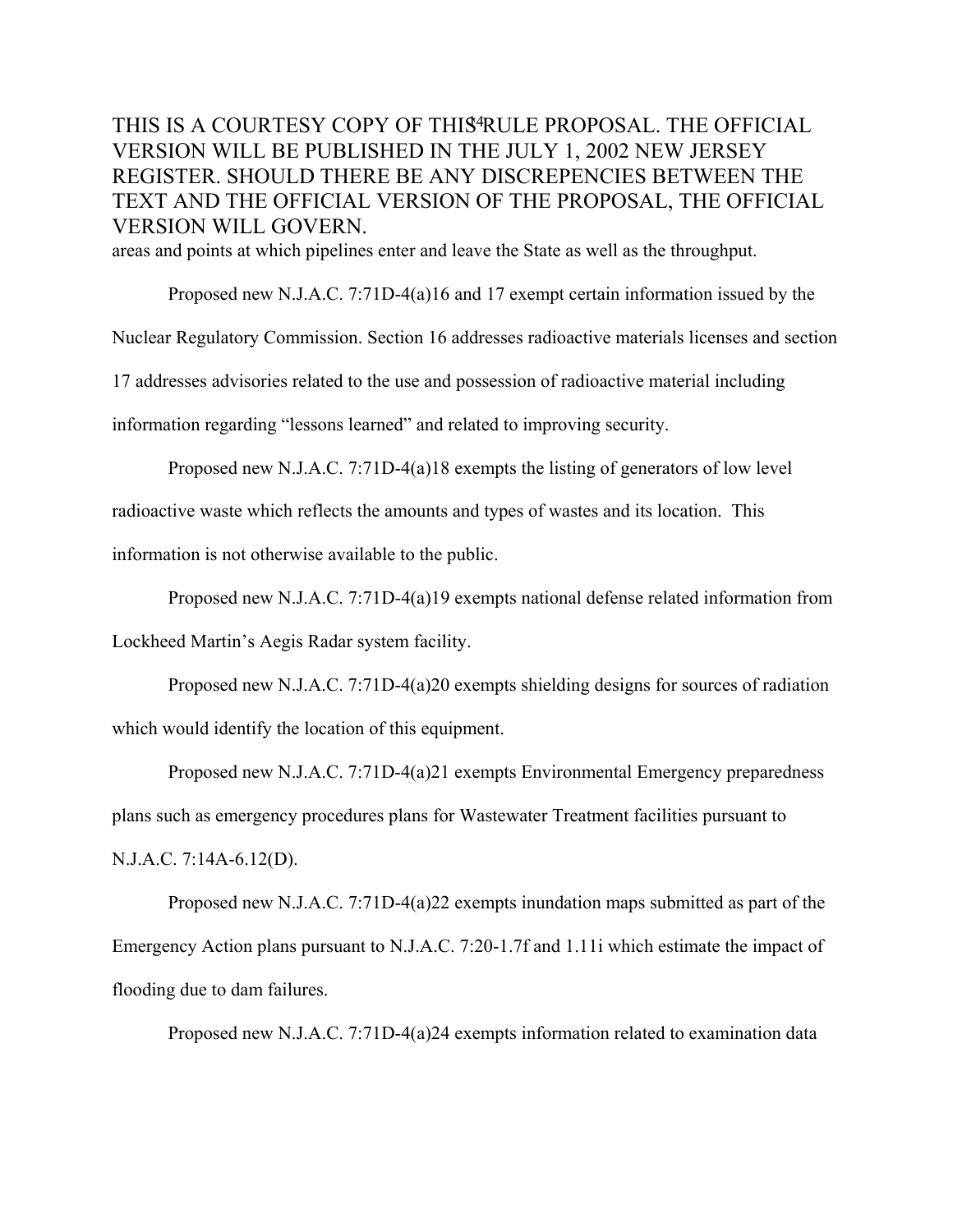areas and points at which pipelines enter and leave the State as well as the throughput.

Proposed new N.J.A.C. 7:71D-4(a)16 and 17 exempt certain information issued by the Nuclear Regulatory Commission. Section 16 addresses radioactive materials licenses and section 17 addresses advisories related to the use and possession of radioactive material including information regarding "lessons learned" and related to improving security.

Proposed new N.J.A.C. 7:71D-4(a)18 exempts the listing of generators of low level radioactive waste which reflects the amounts and types of wastes and its location. This information is not otherwise available to the public.

Proposed new N.J.A.C. 7:71D-4(a)19 exempts national defense related information from Lockheed Martin's Aegis Radar system facility.

Proposed new N.J.A.C. 7:71D-4(a)20 exempts shielding designs for sources of radiation which would identify the location of this equipment.

Proposed new N.J.A.C. 7:71D-4(a)21 exempts Environmental Emergency preparedness plans such as emergency procedures plans for Wastewater Treatment facilities pursuant to N.J.A.C. 7:14A-6.12(D).

Proposed new N.J.A.C. 7:71D-4(a)22 exempts inundation maps submitted as part of the Emergency Action plans pursuant to N.J.A.C. 7:20-1.7f and 1.11i which estimate the impact of flooding due to dam failures.

Proposed new N.J.A.C. 7:71D-4(a)24 exempts information related to examination data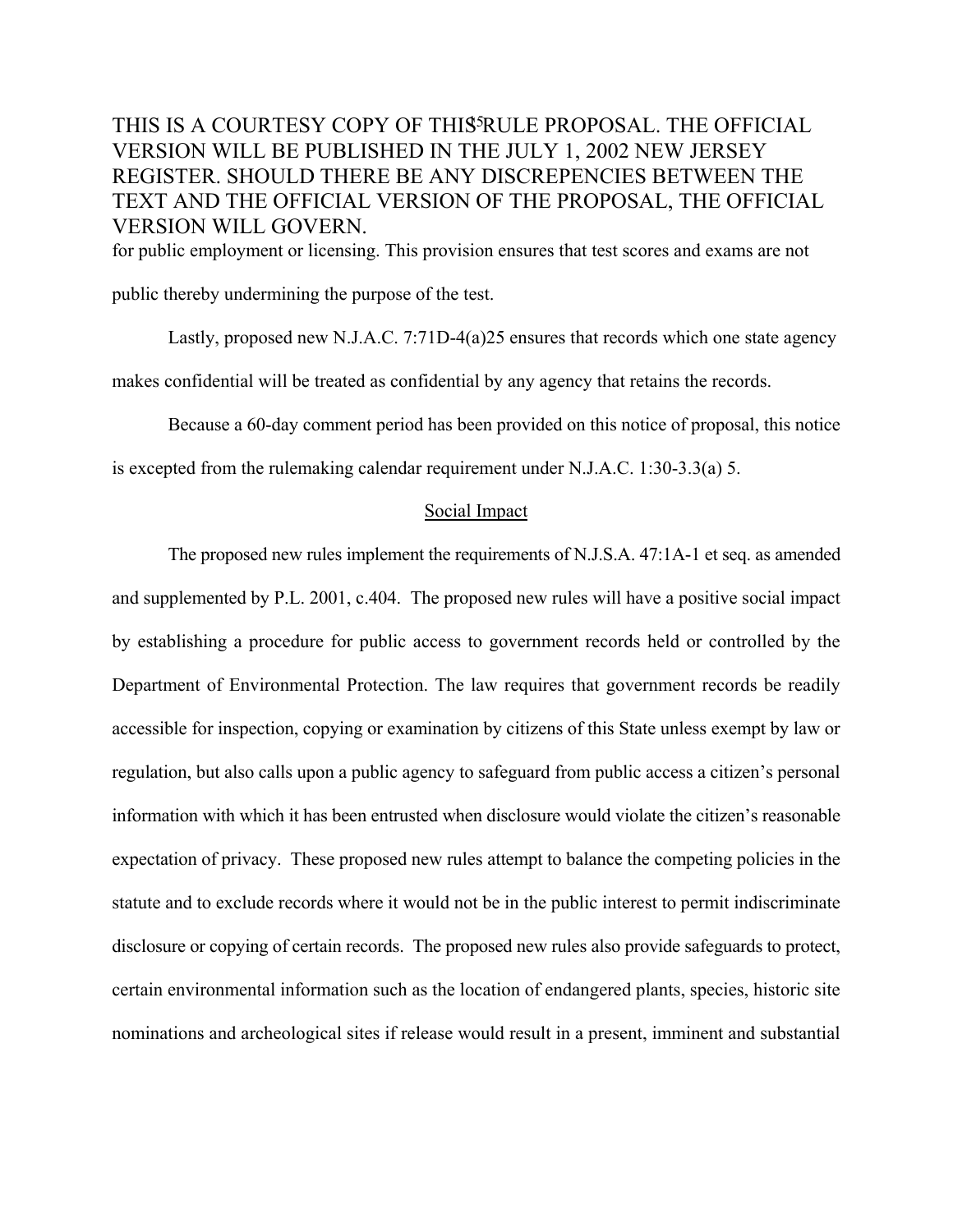for public employment or licensing. This provision ensures that test scores and exams are not public thereby undermining the purpose of the test.

Lastly, proposed new N.J.A.C. 7:71D-4(a)25 ensures that records which one state agency makes confidential will be treated as confidential by any agency that retains the records.

Because a 60-day comment period has been provided on this notice of proposal, this notice is excepted from the rulemaking calendar requirement under N.J.A.C. 1:30-3.3(a) 5.

## Social Impact

The proposed new rules implement the requirements of N.J.S.A. 47:1A-1 et seq. as amended and supplemented by P.L. 2001, c.404. The proposed new rules will have a positive social impact by establishing a procedure for public access to government records held or controlled by the Department of Environmental Protection. The law requires that government records be readily accessible for inspection, copying or examination by citizens of this State unless exempt by law or regulation, but also calls upon a public agency to safeguard from public access a citizen's personal information with which it has been entrusted when disclosure would violate the citizen's reasonable expectation of privacy. These proposed new rules attempt to balance the competing policies in the statute and to exclude records where it would not be in the public interest to permit indiscriminate disclosure or copying of certain records. The proposed new rules also provide safeguards to protect, certain environmental information such as the location of endangered plants, species, historic site nominations and archeological sites if release would result in a present, imminent and substantial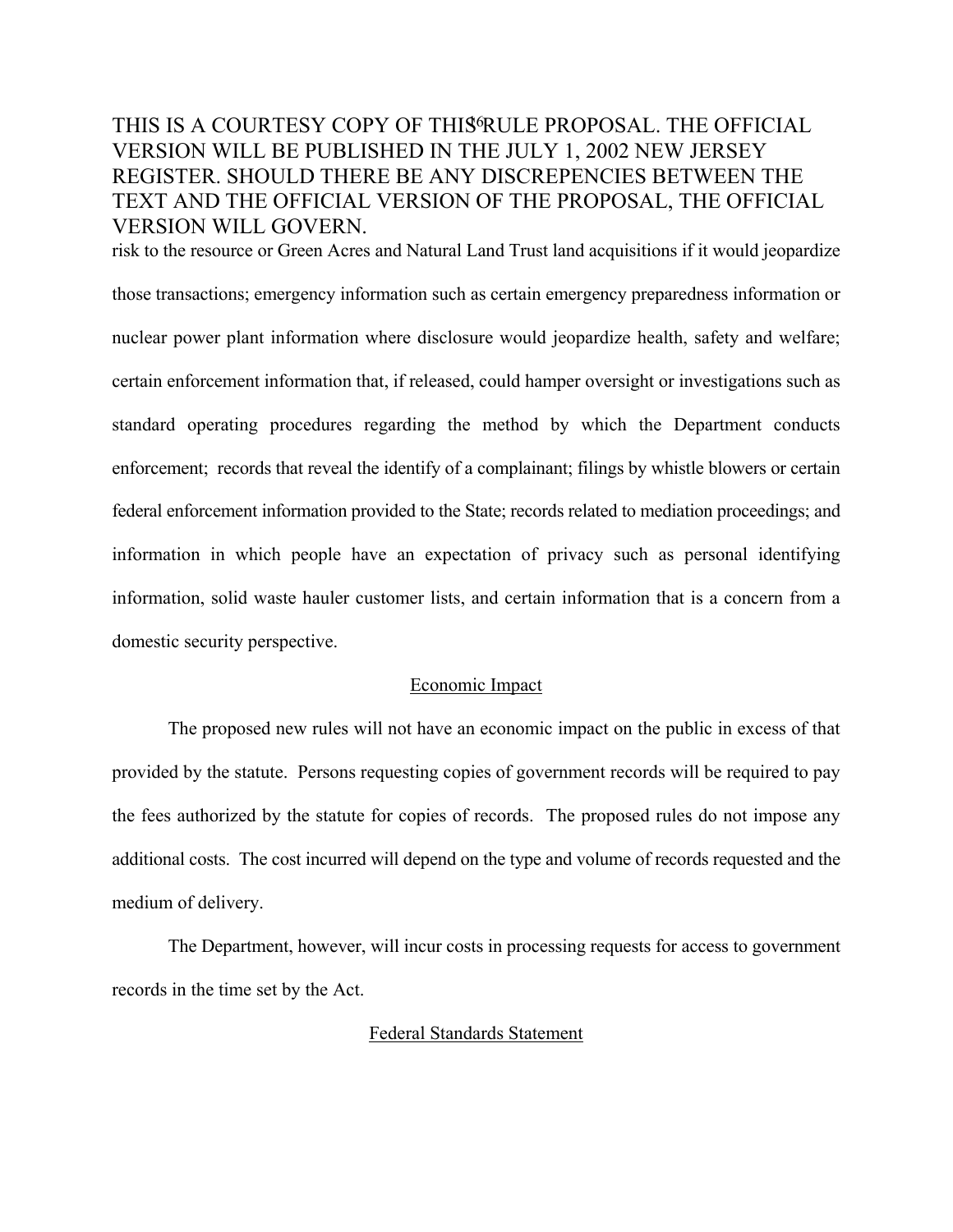risk to the resource or Green Acres and Natural Land Trust land acquisitions if it would jeopardize those transactions; emergency information such as certain emergency preparedness information or nuclear power plant information where disclosure would jeopardize health, safety and welfare; certain enforcement information that, if released, could hamper oversight or investigations such as standard operating procedures regarding the method by which the Department conducts enforcement; records that reveal the identify of a complainant; filings by whistle blowers or certain federal enforcement information provided to the State; records related to mediation proceedings; and information in which people have an expectation of privacy such as personal identifying information, solid waste hauler customer lists, and certain information that is a concern from a domestic security perspective.

## Economic Impact

The proposed new rules will not have an economic impact on the public in excess of that provided by the statute. Persons requesting copies of government records will be required to pay the fees authorized by the statute for copies of records. The proposed rules do not impose any additional costs. The cost incurred will depend on the type and volume of records requested and the medium of delivery.

The Department, however, will incur costs in processing requests for access to government records in the time set by the Act.

## Federal Standards Statement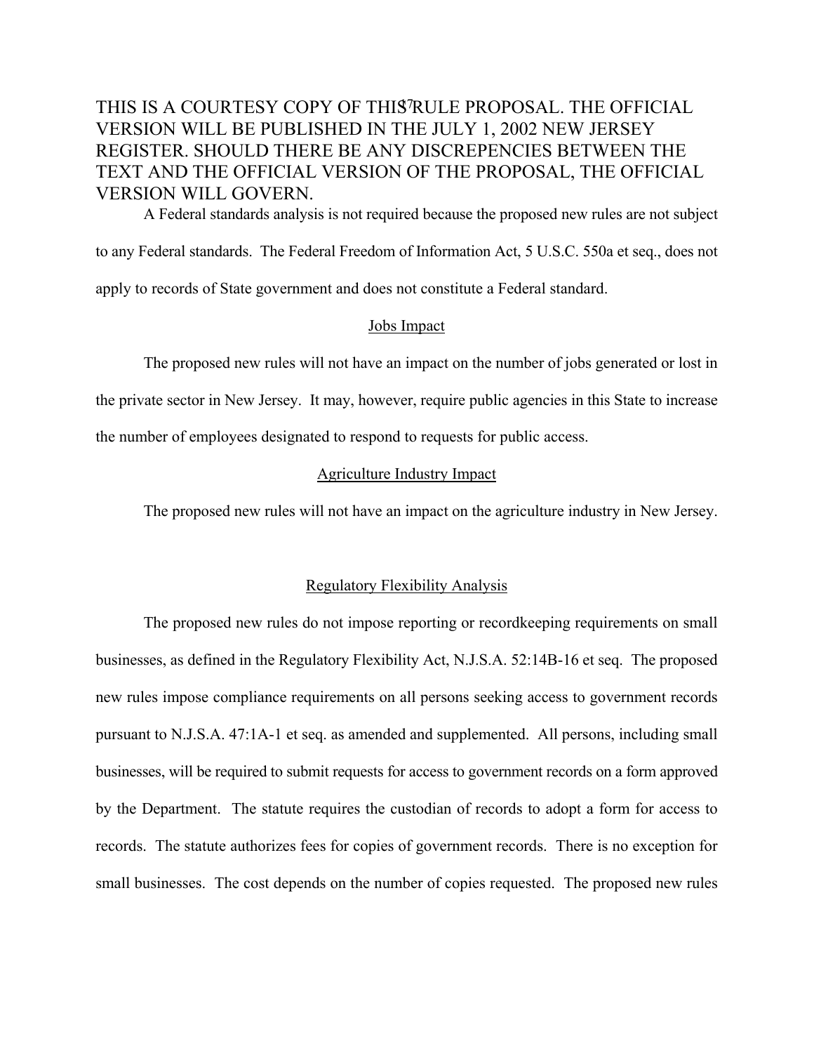THIS IS A COURTESY COPY OF THIS RULE PROPOSAL. THE OFFICIAL VERSION WILL BE PUBLISHED IN THE JULY 1, 2002 NEW JERSEY REGISTER. SHOULD THERE BE ANY DISCREPENCIES BETWEEN THE TEXT AND THE OFFICIAL VERSION OF THE PROPOSAL, THE OFFICIAL VERSION WILL GOVERN.

A Federal standards analysis is not required because the proposed new rules are not subject to any Federal standards. The Federal Freedom of Information Act, 5 U.S.C. 550a et seq., does not apply to records of State government and does not constitute a Federal standard.

Jobs Impact

The proposed new rules will not have an impact on the number of jobs generated or lost in the private sector in New Jersey. It may, however, require public agencies in this State to increase the number of employees designated to respond to requests for public access.

Agriculture Industry Impact

The proposed new rules will not have an impact on the agriculture industry in New Jersey.

Regulatory Flexibility Analysis

The proposed new rules do not impose reporting or recordkeeping requirements on small businesses, as defined in the Regulatory Flexibility Act, N.J.S.A. 52:14B-16 et seq. The proposed new rules impose compliance requirements on all persons seeking access to government records pursuant to N.J.S.A. 47:1A-1 et seq. as amended and supplemented. All persons, including small businesses, will be required to submit requests for access to government records on a form approved by the Department. The statute requires the custodian of records to adopt a form for access to records. The statute authorizes fees for copies of government records. There is no exception for small businesses. The cost depends on the number of copies requested. The proposed new rules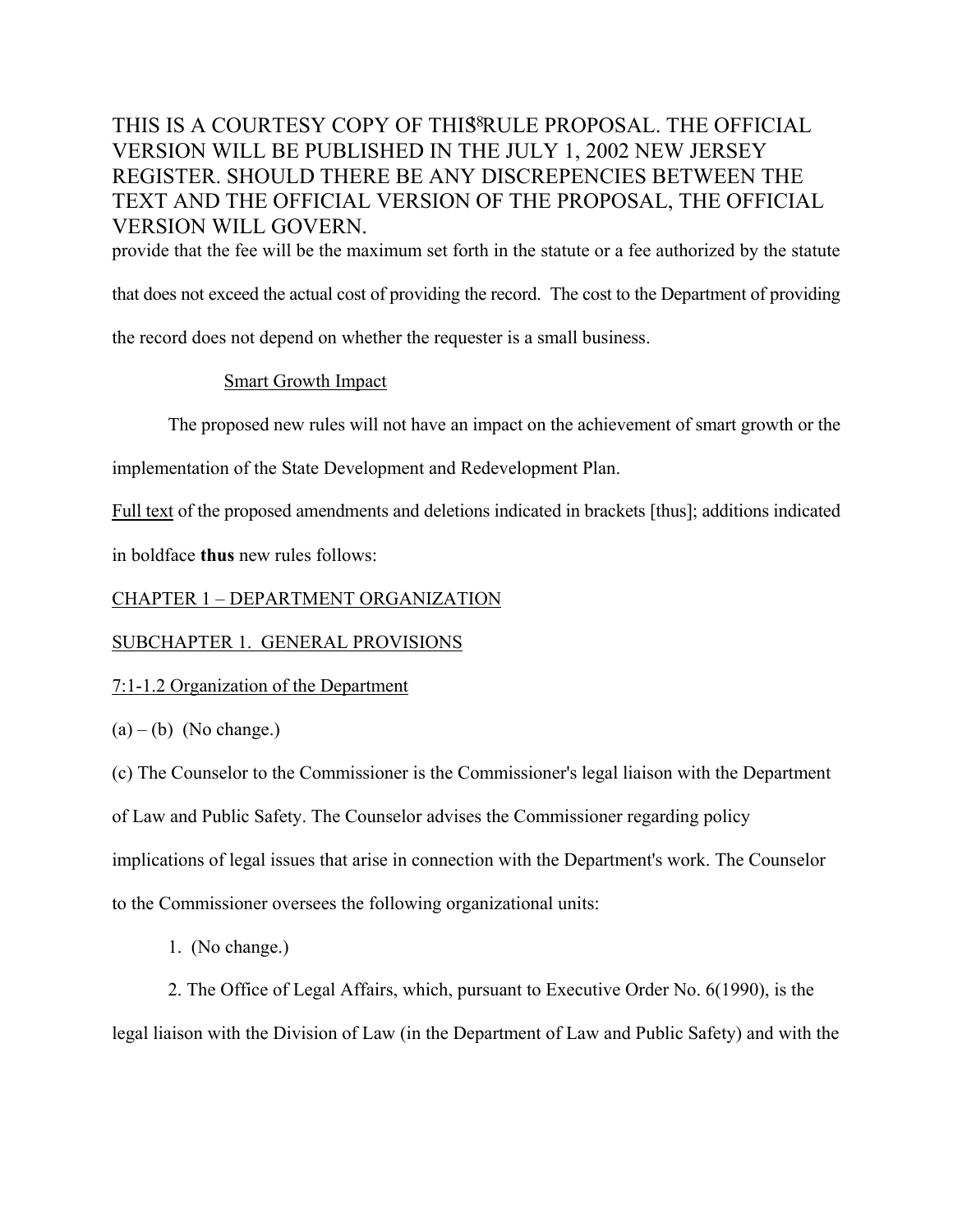provide that the fee will be the maximum set forth in the statute or a fee authorized by the statute that does not exceed the actual cost of providing the record. The cost to the Department of providing the record does not depend on whether the requester is a small business.

Smart Growth Impact

The proposed new rules will not have an impact on the achievement of smart growth or the implementation of the State Development and Redevelopment Plan.

Full text of the proposed amendments and deletions indicated in brackets [thus]; additions indicated in boldface **thus** new rules follows:

CHAPTER 1 – DEPARTMENT ORGANIZATION

SUBCHAPTER 1. GENERAL PROVISIONS

7:1-1.2 Organization of the Department

(a) – (b) (No change.)

(c) The Counselor to the Commissioner is the Commissioner's legal liaison with the Department of Law and Public Safety. The Counselor advises the Commissioner regarding policy implications of legal issues that arise in connection with the Department's work. The Counselor to the Commissioner oversees the following organizational units:

1. (No change.)

2. The Office of Legal Affairs, which, pursuant to Executive Order No. 6(1990), is the legal liaison with the Division of Law (in the Department of Law and Public Safety) and with the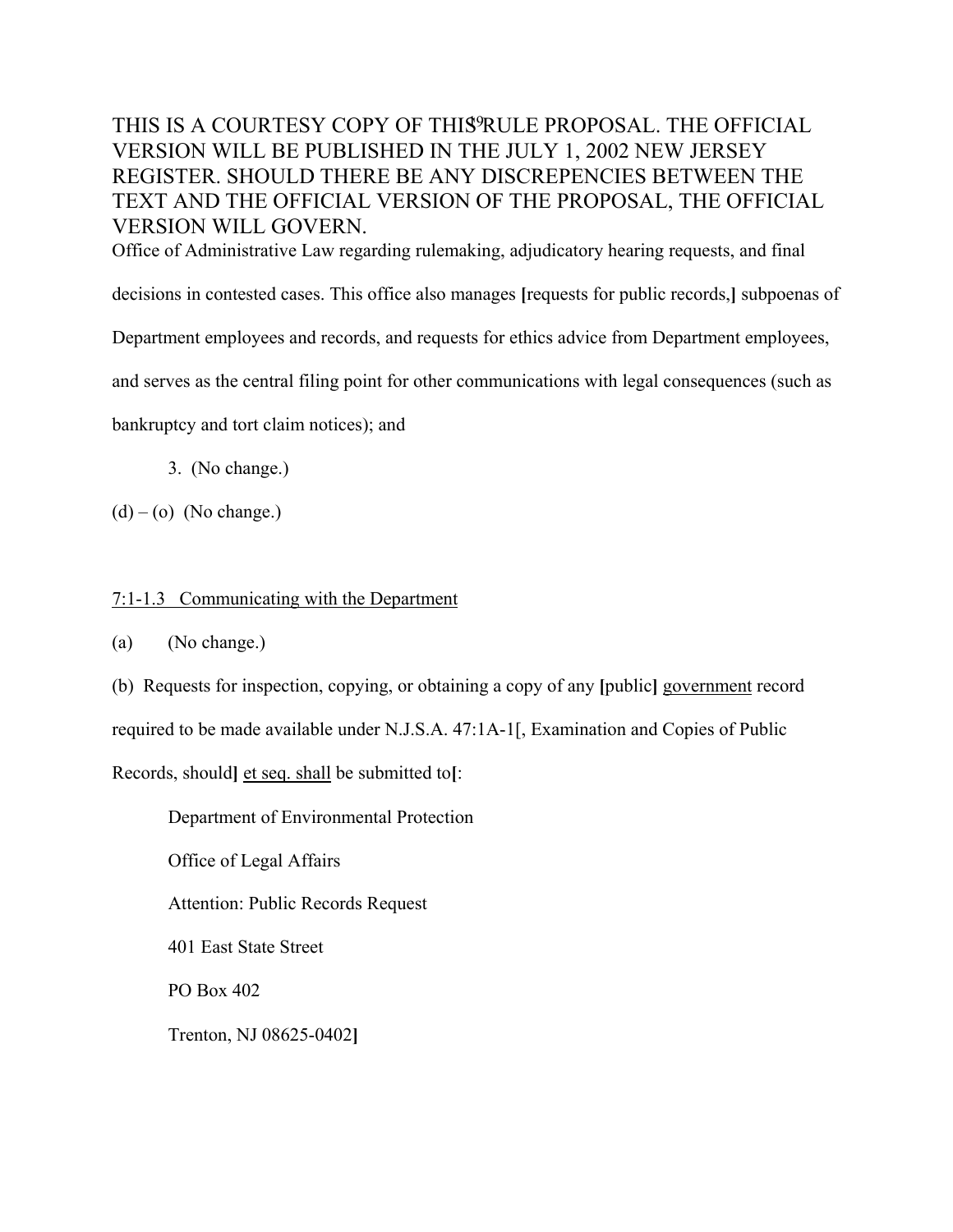THIS IS A COURTESY COPY OF THIS RULE PROPOSAL. THE OFFICIAL VERSION WILL BE PUBLISHED IN THE JULY 1, 2002 NEW JERSEY REGISTER. SHOULD THERE BE ANY DISCREPENCIES BETWEEN THE TEXT AND THE OFFICIAL VERSION OF THE PROPOSAL, THE OFFICIAL VERSION WILL GOVERN.

Office of Administrative Law regarding rulemaking, adjudicatory hearing requests, and final decisions in contested cases. This office also manages **[**requests for public records,**]** subpoenas of Department employees and records, and requests for ethics advice from Department employees, and serves as the central filing point for other communications with legal consequences (such as bankruptcy and tort claim notices); and

3. (No change.)

(d) – (o) (No change.)

7:1-1.3 Communicating with the Department

(a) (No change.)

(b) Requests for inspection, copying, or obtaining a copy of any **[**public**]** government record required to be made available under N.J.S.A. 47:1A-1[, Examination and Copies of Public Records, should**]** et seq. shall be submitted to**[**:

Department of Environmental Protection

Office of Legal Affairs

Attention: Public Records Request

401 East State Street

PO Box 402

Trenton, NJ 08625-0402**]**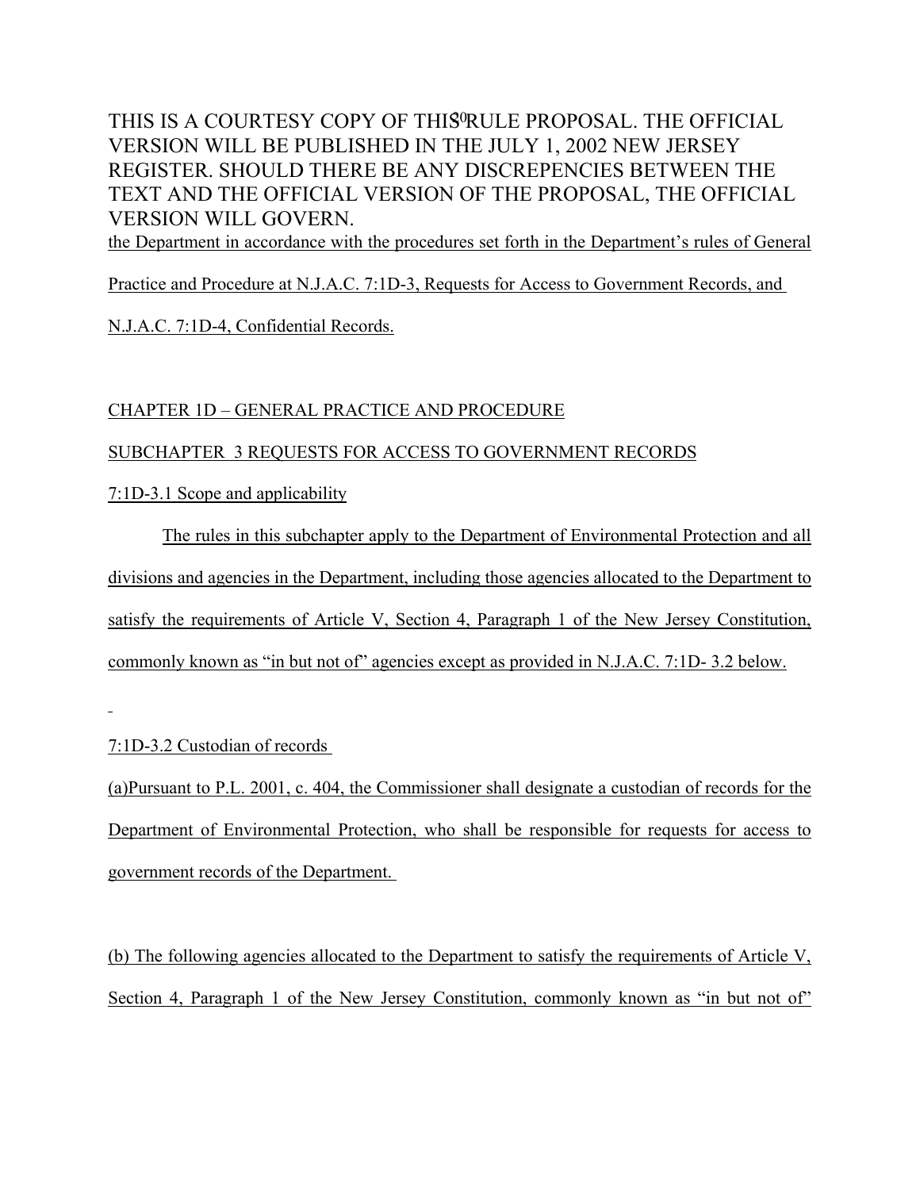the Department in accordance with the procedures set forth in the Department's rules of General Practice and Procedure at N.J.A.C. 7:1D-3, Requests for Access to Government Records, and N.J.A.C. 7:1D-4, Confidential Records.

CHAPTER 1D – GENERAL PRACTICE AND PROCEDURE

SUBCHAPTER 3 REQUESTS FOR ACCESS TO GOVERNMENT RECORDS

7:1D-3.1 Scope and applicability

The rules in this subchapter apply to the Department of Environmental Protection and all divisions and agencies in the Department, including those agencies allocated to the Department to satisfy the requirements of Article V, Section 4, Paragraph 1 of the New Jersey Constitution, commonly known as "in but not of" agencies except as provided in N.J.A.C. 7:1D- 3.2 below.

7:1D-3.2 Custodian of records

(a)Pursuant to P.L. 2001, c. 404, the Commissioner shall designate a custodian of records for the Department of Environmental Protection, who shall be responsible for requests for access to government records of the Department.

(b) The following agencies allocated to the Department to satisfy the requirements of Article V, Section 4, Paragraph 1 of the New Jersey Constitution, commonly known as "in but not of"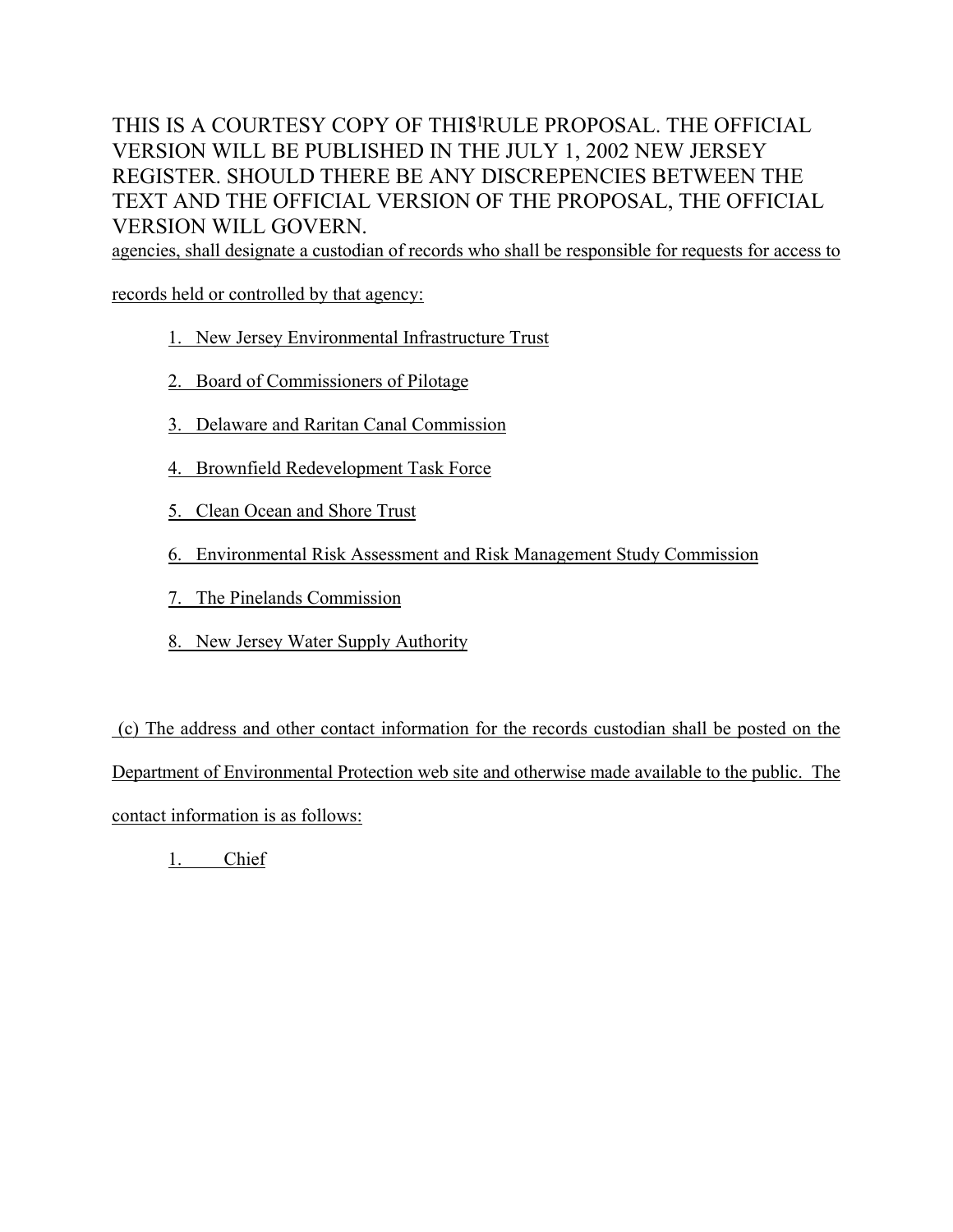agencies, shall designate a custodian of records who shall be responsible for requests for access to records held or controlled by that agency:

1. New Jersey Environmental Infrastructure Trust
2. Board of Commissioners of Pilotage
3. Delaware and Raritan Canal Commission
4. Brownfield Redevelopment Task Force
5. Clean Ocean and Shore Trust
6. Environmental Risk Assessment and Risk Management Study Commission
7. The Pinelands Commission
8. New Jersey Water Supply Authority

(c) The address and other contact information for the records custodian shall be posted on the Department of Environmental Protection web site and otherwise made available to the public. The contact information is as follows:

1. Chief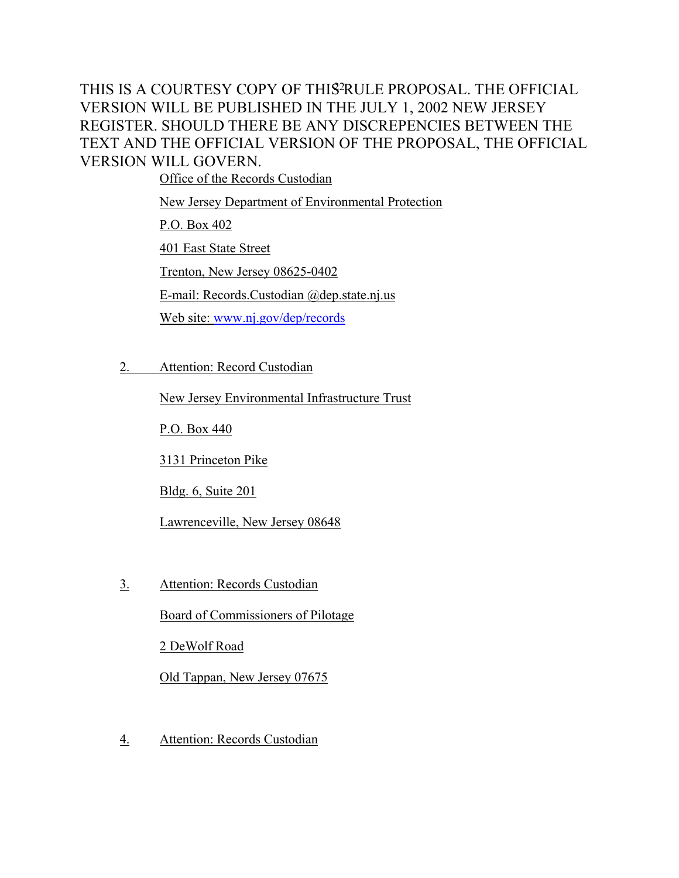Office of the Records Custodian

New Jersey Department of Environmental Protection

P.O. Box 402

401 East State Street

Trenton, New Jersey 08625-0402

E-mail: Records.Custodian @dep.state.nj.us

Web site: www.nj.gov/dep/records

2. Attention: Record Custodian

New Jersey Environmental Infrastructure Trust

P.O. Box 440

3131 Princeton Pike

Bldg. 6, Suite 201

Lawrenceville, New Jersey 08648

3. Attention: Records Custodian

Board of Commissioners of Pilotage

2 DeWolf Road

Old Tappan, New Jersey 07675

4. Attention: Records Custodian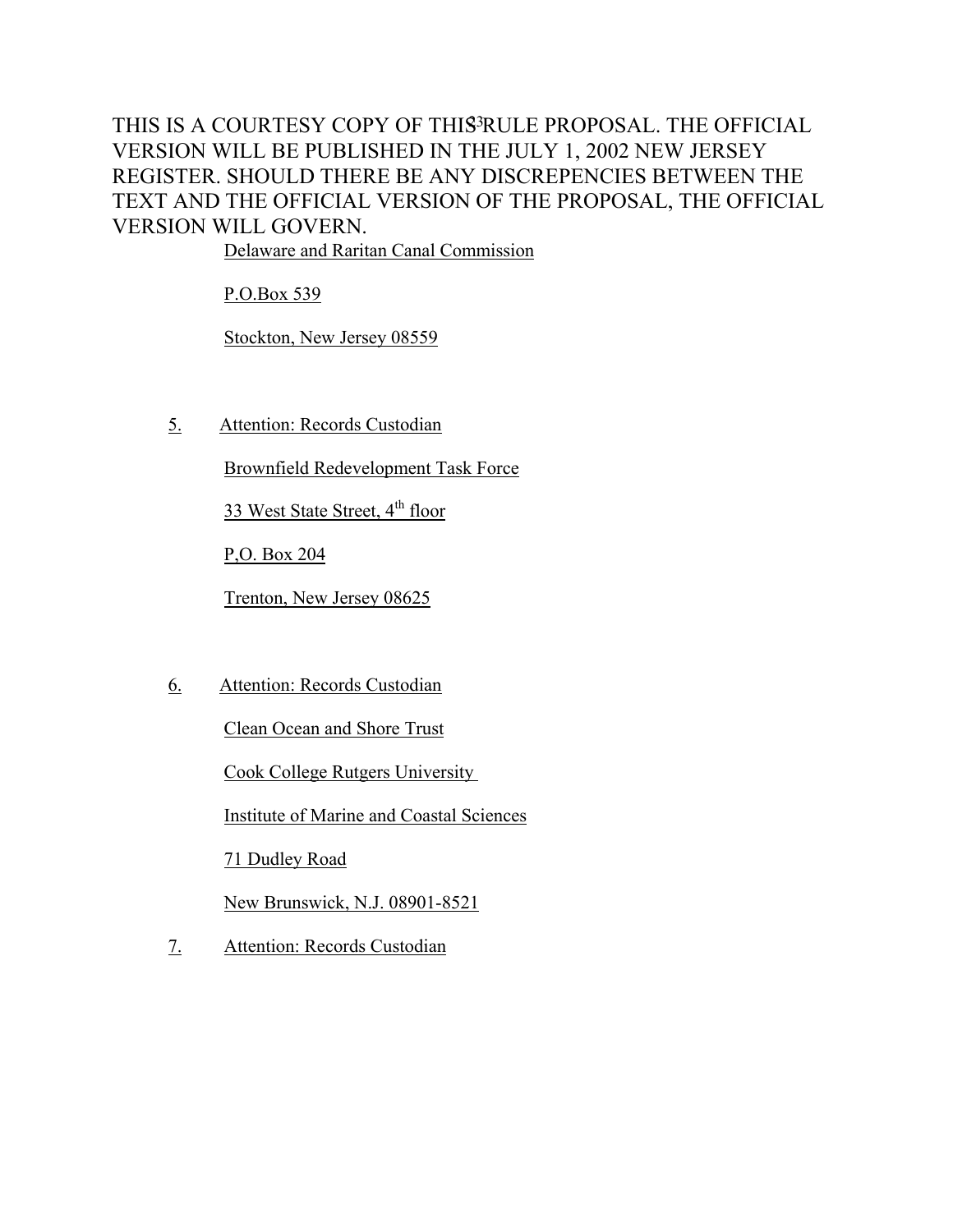THIS IS A COURTESY COPY OF THIS RULE PROPOSAL. THE OFFICIAL VERSION WILL BE PUBLISHED IN THE JULY 1, 2002 NEW JERSEY REGISTER. SHOULD THERE BE ANY DISCREPENCIES BETWEEN THE TEXT AND THE OFFICIAL VERSION OF THE PROPOSAL, THE OFFICIAL VERSION WILL GOVERN.

Delaware and Raritan Canal Commission

P.O.Box 539

Stockton, New Jersey 08559

5. Attention: Records Custodian

Brownfield Redevelopment Task Force

33 West State Street, 4th floor

P,O. Box 204

Trenton, New Jersey 08625

6. Attention: Records Custodian

Clean Ocean and Shore Trust

Cook College Rutgers University

Institute of Marine and Coastal Sciences

71 Dudley Road

New Brunswick, N.J. 08901-8521

7. Attention: Records Custodian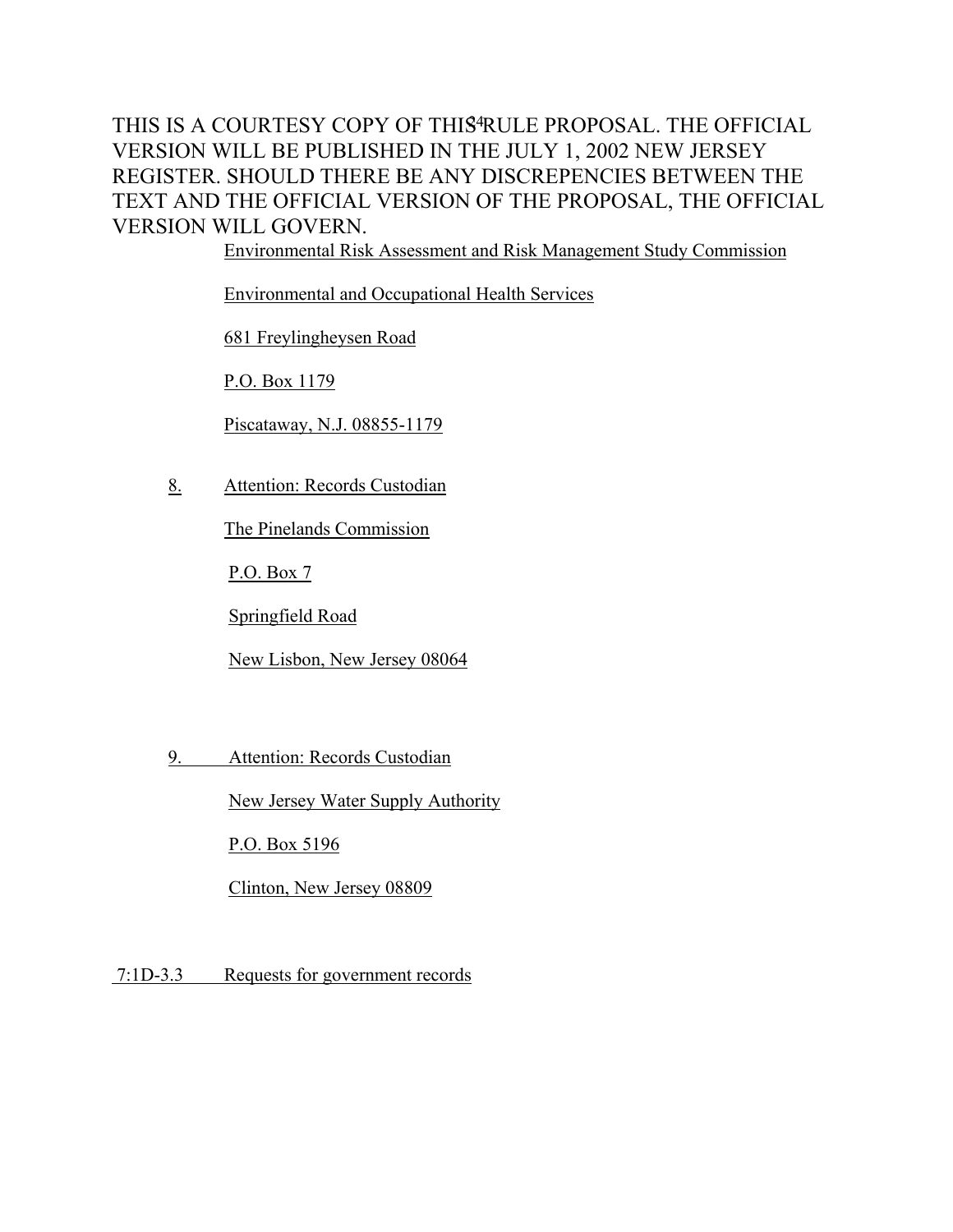THIS IS A COURTESY COPY OF THIS RULE PROPOSAL. THE OFFICIAL VERSION WILL BE PUBLISHED IN THE JULY 1, 2002 NEW JERSEY REGISTER. SHOULD THERE BE ANY DISCREPENCIES BETWEEN THE TEXT AND THE OFFICIAL VERSION OF THE PROPOSAL, THE OFFICIAL VERSION WILL GOVERN.

Environmental Risk Assessment and Risk Management Study Commission

Environmental and Occupational Health Services

681 Freylingheysen Road

P.O. Box 1179

Piscataway, N.J. 08855-1179

8. Attention: Records Custodian

The Pinelands Commission

P.O. Box 7

Springfield Road

New Lisbon, New Jersey 08064

9. Attention: Records Custodian

New Jersey Water Supply Authority

P.O. Box 5196

Clinton, New Jersey 08809

7:1D-3.3 Requests for government records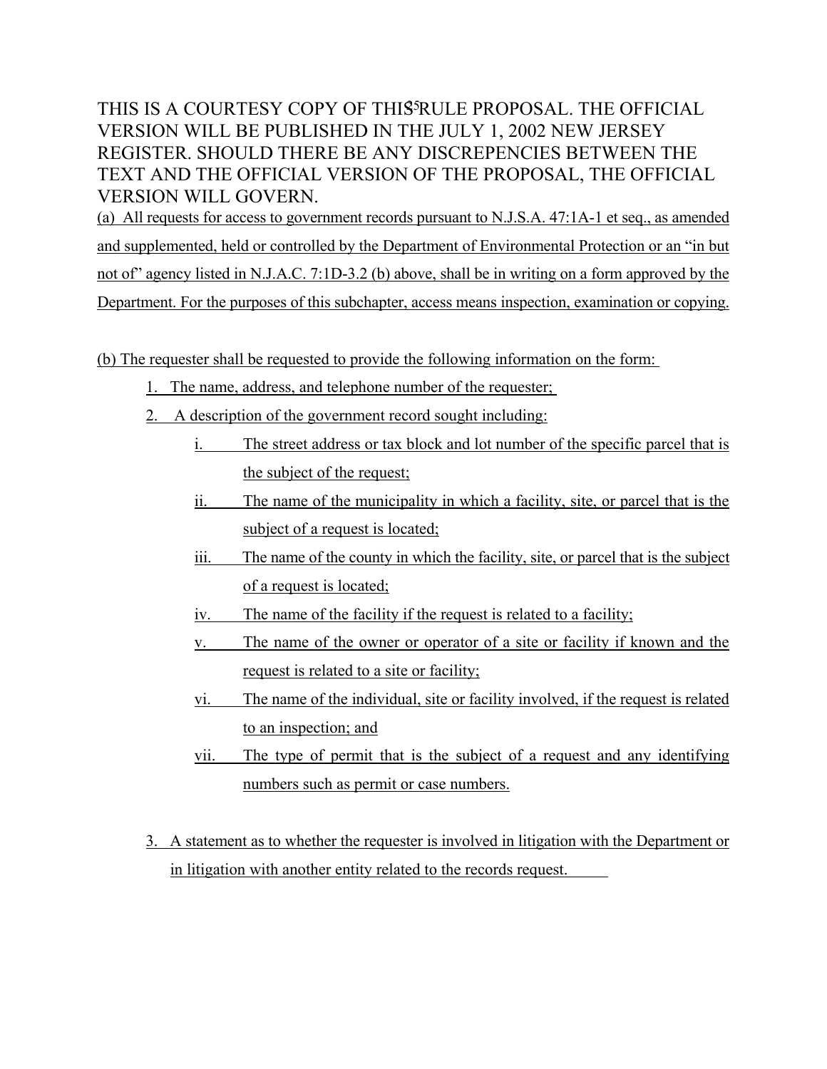THIS IS A COURTESY COPY OF THIS RULE PROPOSAL. THE OFFICIAL VERSION WILL BE PUBLISHED IN THE JULY 1, 2002 NEW JERSEY REGISTER. SHOULD THERE BE ANY DISCREPENCIES BETWEEN THE TEXT AND THE OFFICIAL VERSION OF THE PROPOSAL, THE OFFICIAL VERSION WILL GOVERN.

(a) All requests for access to government records pursuant to N.J.S.A. 47:1A-1 et seq., as amended and supplemented, held or controlled by the Department of Environmental Protection or an "in but not of" agency listed in N.J.A.C. 7:1D-3.2 (b) above, shall be in writing on a form approved by the Department. For the purposes of this subchapter, access means inspection, examination or copying.

(b) The requester shall be requested to provide the following information on the form:

1. The name, address, and telephone number of the requester;
2. A description of the government record sought including:
   - i. The street address or tax block and lot number of the specific parcel that is the subject of the request;
   - ii. The name of the municipality in which a facility, site, or parcel that is the subject of a request is located;
   - iii. The name of the county in which the facility, site, or parcel that is the subject of a request is located;
   - iv. The name of the facility if the request is related to a facility;
   - v. The name of the owner or operator of a site or facility if known and the request is related to a site or facility;
   - vi. The name of the individual, site or facility involved, if the request is related to an inspection; and
   - vii. The type of permit that is the subject of a request and any identifying numbers such as permit or case numbers.
3. A statement as to whether the requester is involved in litigation with the Department or in litigation with another entity related to the records request.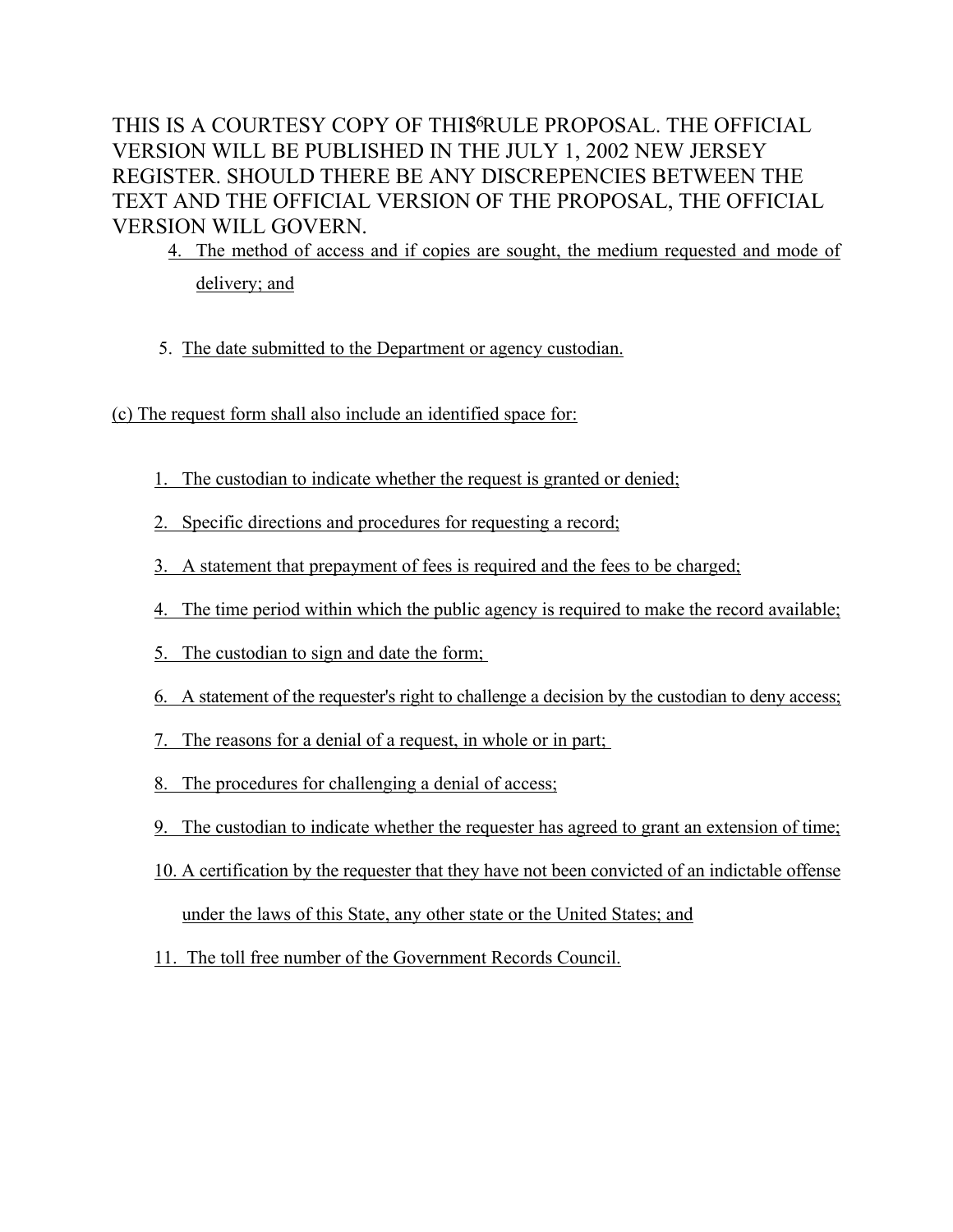THIS IS A COURTESY COPY OF THIS RULE PROPOSAL. THE OFFICIAL VERSION WILL BE PUBLISHED IN THE JULY 1, 2002 NEW JERSEY REGISTER. SHOULD THERE BE ANY DISCREPENCIES BETWEEN THE TEXT AND THE OFFICIAL VERSION OF THE PROPOSAL, THE OFFICIAL VERSION WILL GOVERN.

4. The method of access and if copies are sought, the medium requested and mode of delivery; and

5. The date submitted to the Department or agency custodian.

(c) The request form shall also include an identified space for:

1. The custodian to indicate whether the request is granted or denied;
2. Specific directions and procedures for requesting a record;
3. A statement that prepayment of fees is required and the fees to be charged;
4. The time period within which the public agency is required to make the record available;
5. The custodian to sign and date the form;
6. A statement of the requester's right to challenge a decision by the custodian to deny access;
7. The reasons for a denial of a request, in whole or in part;
8. The procedures for challenging a denial of access;
9. The custodian to indicate whether the requester has agreed to grant an extension of time;
10. A certification by the requester that they have not been convicted of an indictable offense under the laws of this State, any other state or the United States; and
11. The toll free number of the Government Records Council.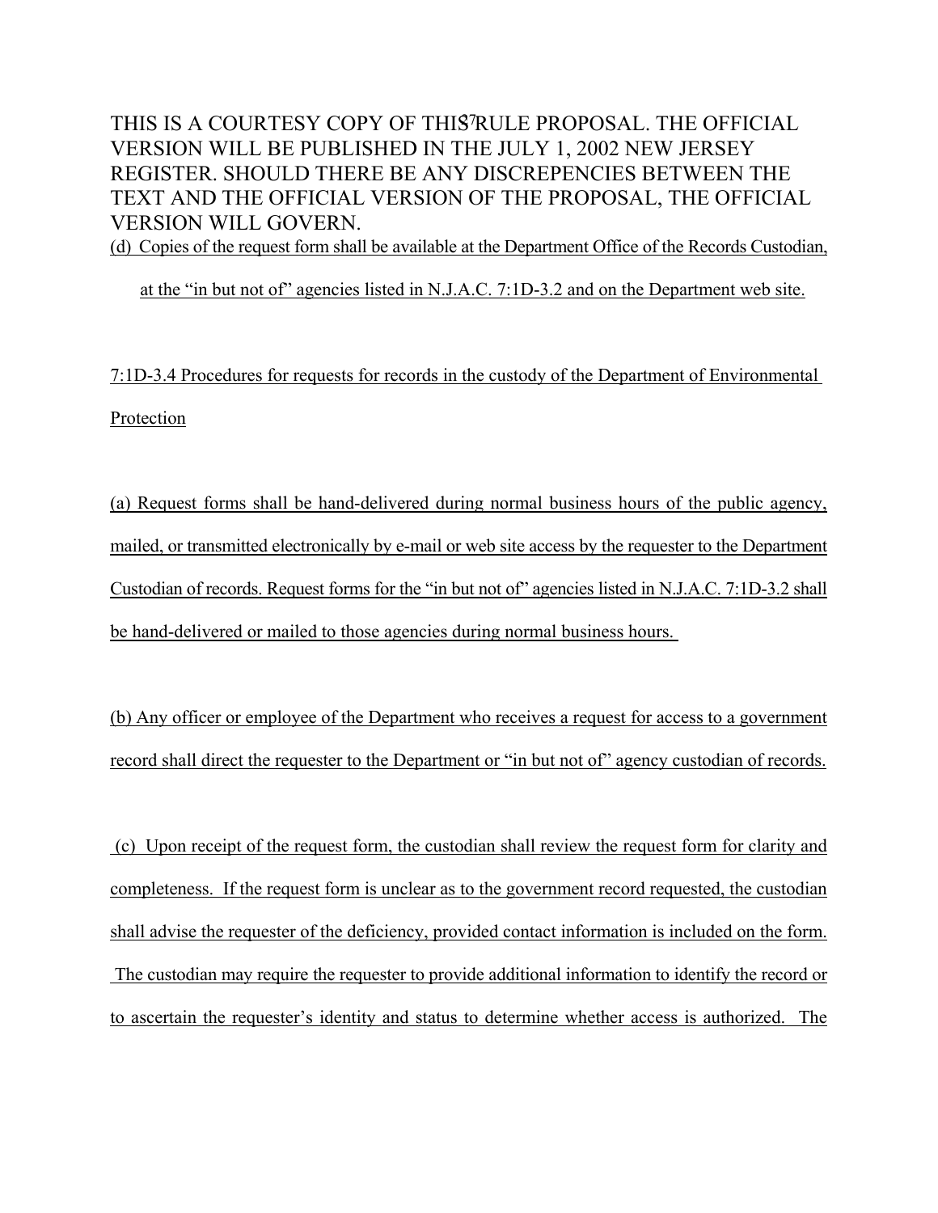THIS IS A COURTESY COPY OF THIS RULE PROPOSAL. THE OFFICIAL VERSION WILL BE PUBLISHED IN THE JULY 1, 2002 NEW JERSEY REGISTER. SHOULD THERE BE ANY DISCREPENCIES BETWEEN THE TEXT AND THE OFFICIAL VERSION OF THE PROPOSAL, THE OFFICIAL VERSION WILL GOVERN.

<u>(d) Copies of the request form shall be available at the Department Office of the Records Custodian, at the "in but not of" agencies listed in N.J.A.C. 7:1D-3.2 and on the Department web site.</u>

<u>7:1D-3.4 Procedures for requests for records in the custody of the Department of Environmental Protection</u>

<u>(a) Request forms shall be hand-delivered during normal business hours of the public agency, mailed, or transmitted electronically by e-mail or web site access by the requester to the Department Custodian of records. Request forms for the "in but not of" agencies listed in N.J.A.C. 7:1D-3.2 shall be hand-delivered or mailed to those agencies during normal business hours.</u>

<u>(b) Any officer or employee of the Department who receives a request for access to a government record shall direct the requester to the Department or "in but not of" agency custodian of records.</u>

<u>(c) Upon receipt of the request form, the custodian shall review the request form for clarity and completeness. If the request form is unclear as to the government record requested, the custodian shall advise the requester of the deficiency, provided contact information is included on the form. The custodian may require the requester to provide additional information to identify the record or to ascertain the requester's identity and status to determine whether access is authorized. The</u>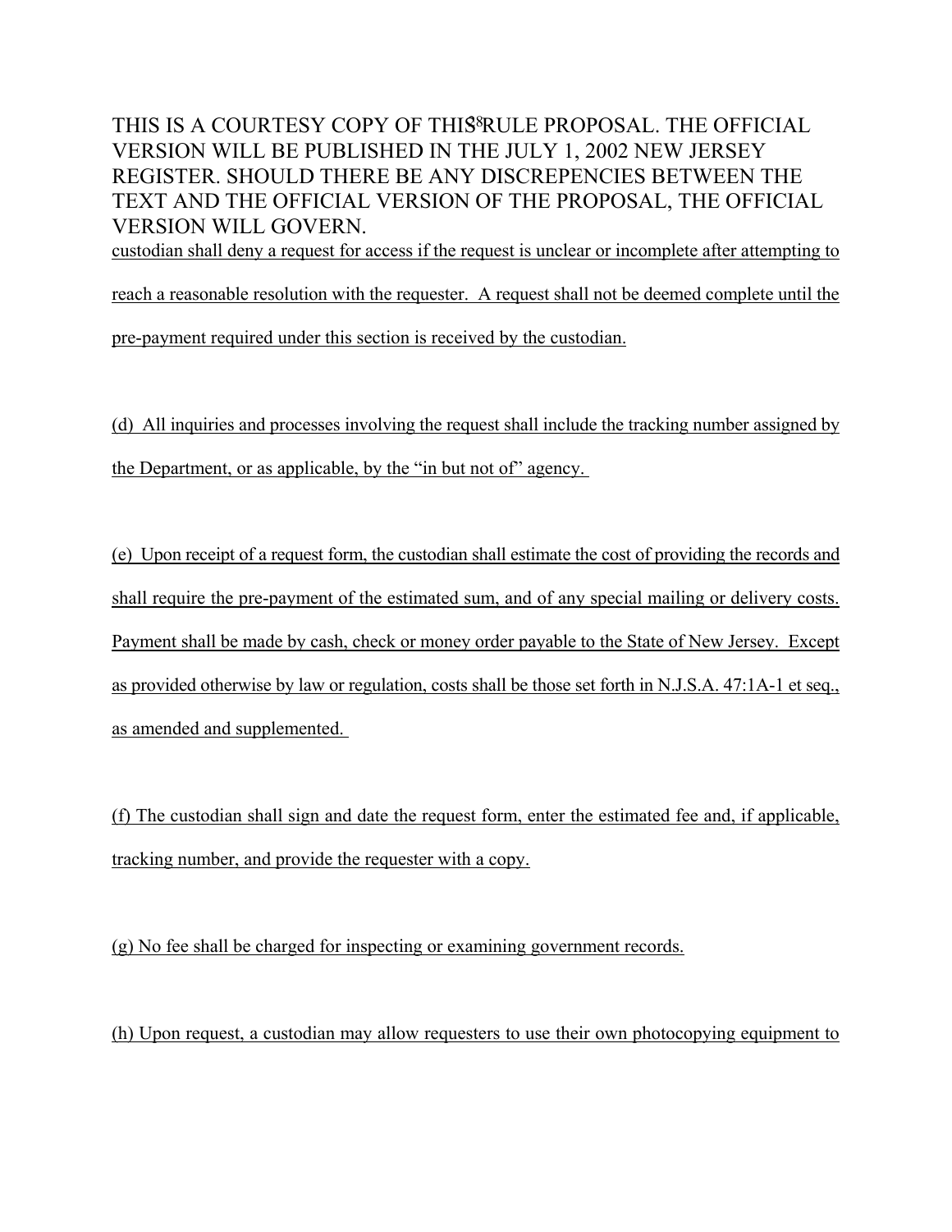custodian shall deny a request for access if the request is unclear or incomplete after attempting to reach a reasonable resolution with the requester. A request shall not be deemed complete until the pre-payment required under this section is received by the custodian.

(d) All inquiries and processes involving the request shall include the tracking number assigned by the Department, or as applicable, by the "in but not of" agency.

(e) Upon receipt of a request form, the custodian shall estimate the cost of providing the records and shall require the pre-payment of the estimated sum, and of any special mailing or delivery costs. Payment shall be made by cash, check or money order payable to the State of New Jersey. Except as provided otherwise by law or regulation, costs shall be those set forth in N.J.S.A. 47:1A-1 et seq., as amended and supplemented.

(f) The custodian shall sign and date the request form, enter the estimated fee and, if applicable, tracking number, and provide the requester with a copy.

(g) No fee shall be charged for inspecting or examining government records.

(h) Upon request, a custodian may allow requesters to use their own photocopying equipment to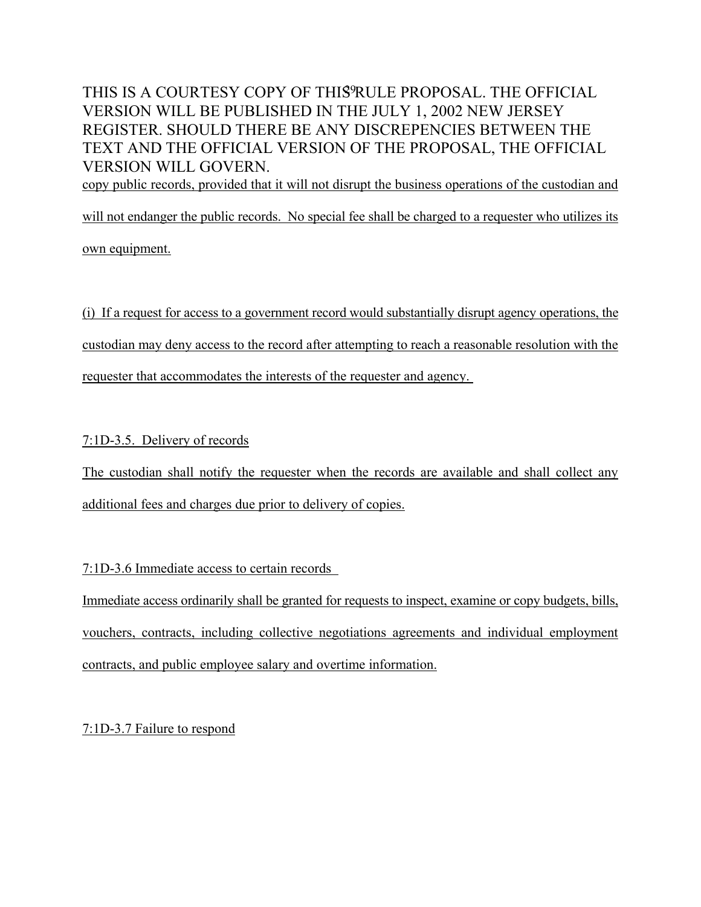THIS IS A COURTESY COPY OF THIS RULE PROPOSAL. THE OFFICIAL VERSION WILL BE PUBLISHED IN THE JULY 1, 2002 NEW JERSEY REGISTER. SHOULD THERE BE ANY DISCREPENCIES BETWEEN THE TEXT AND THE OFFICIAL VERSION OF THE PROPOSAL, THE OFFICIAL VERSION WILL GOVERN.

copy public records, provided that it will not disrupt the business operations of the custodian and will not endanger the public records. No special fee shall be charged to a requester who utilizes its own equipment.

(i) If a request for access to a government record would substantially disrupt agency operations, the custodian may deny access to the record after attempting to reach a reasonable resolution with the requester that accommodates the interests of the requester and agency.

7:1D-3.5. Delivery of records

The custodian shall notify the requester when the records are available and shall collect any additional fees and charges due prior to delivery of copies.

7:1D-3.6 Immediate access to certain records

Immediate access ordinarily shall be granted for requests to inspect, examine or copy budgets, bills, vouchers, contracts, including collective negotiations agreements and individual employment contracts, and public employee salary and overtime information.

7:1D-3.7 Failure to respond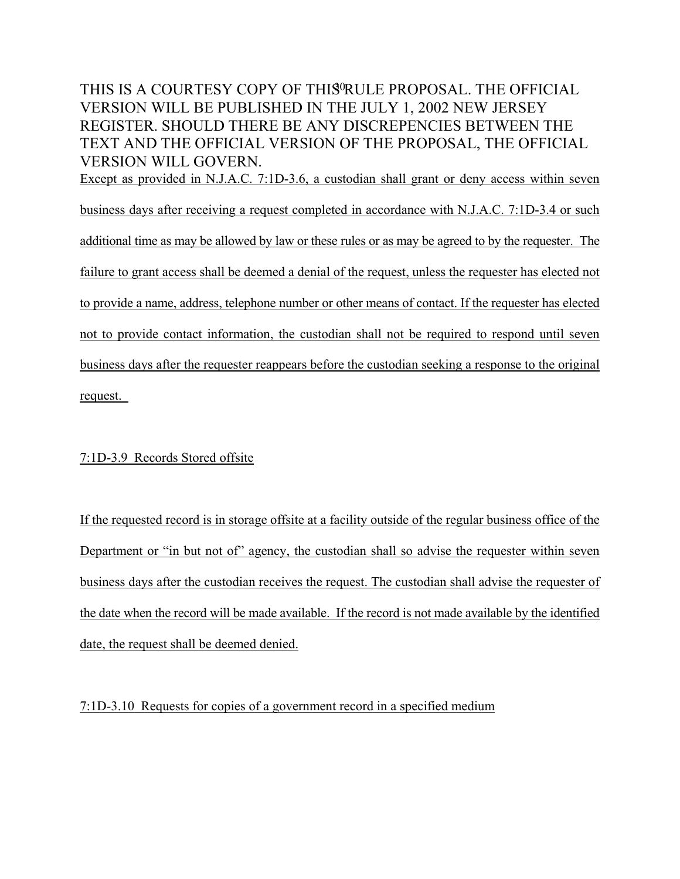THIS IS A COURTESY COPY OF THIS RULE PROPOSAL. THE OFFICIAL VERSION WILL BE PUBLISHED IN THE JULY 1, 2002 NEW JERSEY REGISTER. SHOULD THERE BE ANY DISCREPENCIES BETWEEN THE TEXT AND THE OFFICIAL VERSION OF THE PROPOSAL, THE OFFICIAL VERSION WILL GOVERN.

Except as provided in N.J.A.C. 7:1D-3.6, a custodian shall grant or deny access within seven business days after receiving a request completed in accordance with N.J.A.C. 7:1D-3.4 or such additional time as may be allowed by law or these rules or as may be agreed to by the requester. The failure to grant access shall be deemed a denial of the request, unless the requester has elected not to provide a name, address, telephone number or other means of contact. If the requester has elected not to provide contact information, the custodian shall not be required to respond until seven business days after the requester reappears before the custodian seeking a response to the original request.

7:1D-3.9 Records Stored offsite

If the requested record is in storage offsite at a facility outside of the regular business office of the Department or "in but not of" agency, the custodian shall so advise the requester within seven business days after the custodian receives the request. The custodian shall advise the requester of the date when the record will be made available. If the record is not made available by the identified date, the request shall be deemed denied.

7:1D-3.10 Requests for copies of a government record in a specified medium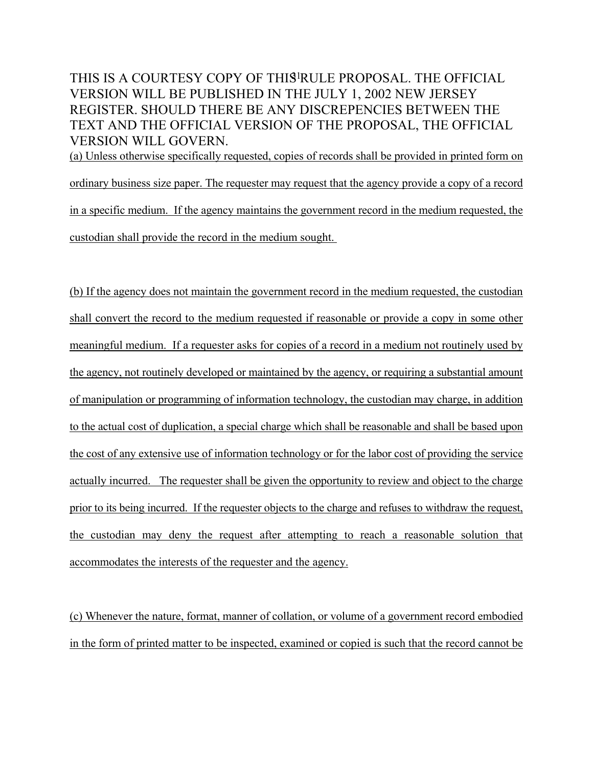THIS IS A COURTESY COPY OF THIS RULE PROPOSAL. THE OFFICIAL VERSION WILL BE PUBLISHED IN THE JULY 1, 2002 NEW JERSEY REGISTER. SHOULD THERE BE ANY DISCREPENCIES BETWEEN THE TEXT AND THE OFFICIAL VERSION OF THE PROPOSAL, THE OFFICIAL VERSION WILL GOVERN.

(a) Unless otherwise specifically requested, copies of records shall be provided in printed form on ordinary business size paper. The requester may request that the agency provide a copy of a record in a specific medium. If the agency maintains the government record in the medium requested, the custodian shall provide the record in the medium sought.

(b) If the agency does not maintain the government record in the medium requested, the custodian shall convert the record to the medium requested if reasonable or provide a copy in some other meaningful medium. If a requester asks for copies of a record in a medium not routinely used by the agency, not routinely developed or maintained by the agency, or requiring a substantial amount of manipulation or programming of information technology, the custodian may charge, in addition to the actual cost of duplication, a special charge which shall be reasonable and shall be based upon the cost of any extensive use of information technology or for the labor cost of providing the service actually incurred. The requester shall be given the opportunity to review and object to the charge prior to its being incurred. If the requester objects to the charge and refuses to withdraw the request, the custodian may deny the request after attempting to reach a reasonable solution that accommodates the interests of the requester and the agency.

(c) Whenever the nature, format, manner of collation, or volume of a government record embodied in the form of printed matter to be inspected, examined or copied is such that the record cannot be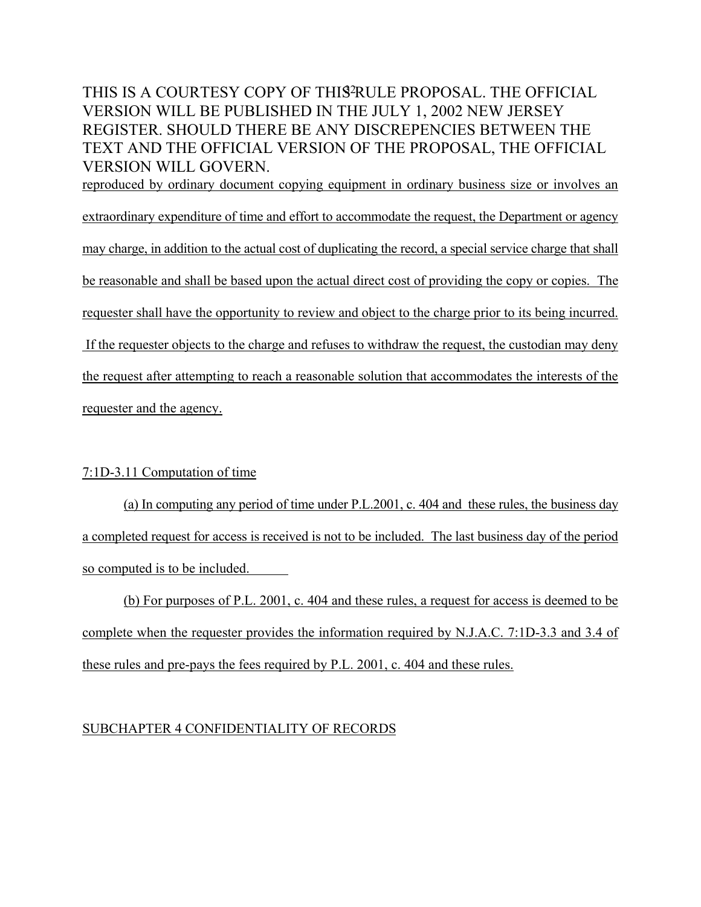reproduced by ordinary document copying equipment in ordinary business size or involves an extraordinary expenditure of time and effort to accommodate the request, the Department or agency may charge, in addition to the actual cost of duplicating the record, a special service charge that shall be reasonable and shall be based upon the actual direct cost of providing the copy or copies. The requester shall have the opportunity to review and object to the charge prior to its being incurred. If the requester objects to the charge and refuses to withdraw the request, the custodian may deny the request after attempting to reach a reasonable solution that accommodates the interests of the requester and the agency.

7:1D-3.11 Computation of time

(a) In computing any period of time under P.L.2001, c. 404 and these rules, the business day a completed request for access is received is not to be included. The last business day of the period so computed is to be included.

(b) For purposes of P.L. 2001, c. 404 and these rules, a request for access is deemed to be complete when the requester provides the information required by N.J.A.C. 7:1D-3.3 and 3.4 of these rules and pre-pays the fees required by P.L. 2001, c. 404 and these rules.

SUBCHAPTER 4 CONFIDENTIALITY OF RECORDS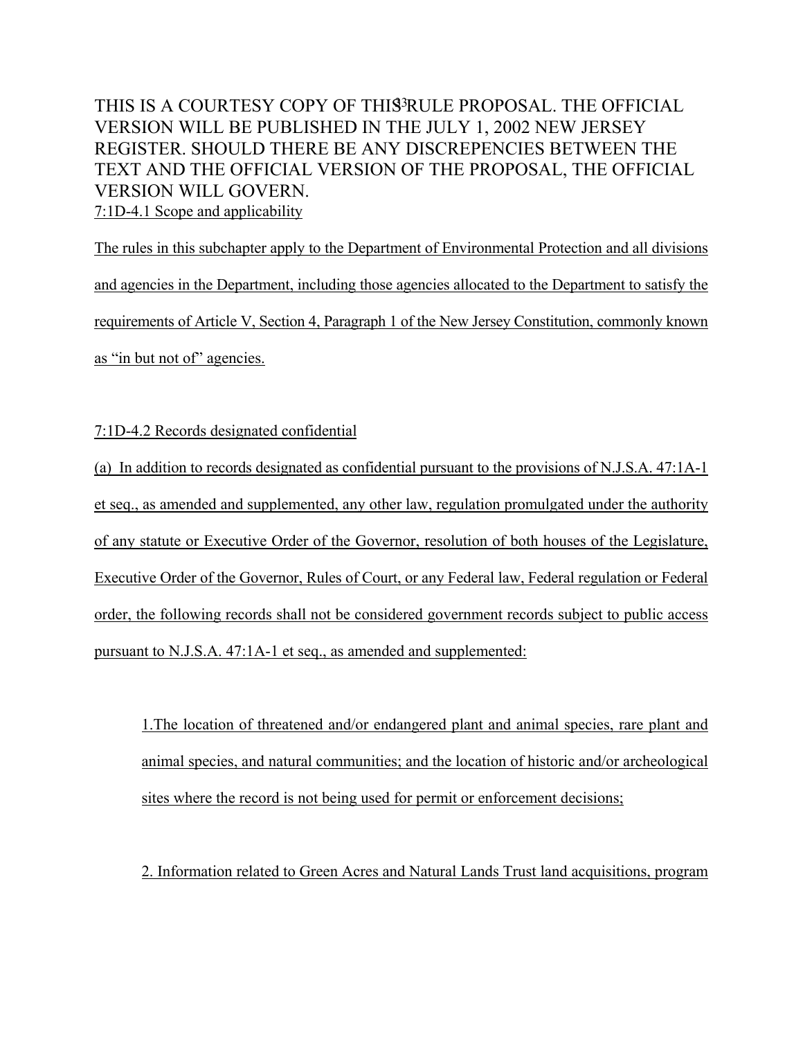THIS IS A COURTESY COPY OF THIS RULE PROPOSAL. THE OFFICIAL VERSION WILL BE PUBLISHED IN THE JULY 1, 2002 NEW JERSEY REGISTER. SHOULD THERE BE ANY DISCREPENCIES BETWEEN THE TEXT AND THE OFFICIAL VERSION OF THE PROPOSAL, THE OFFICIAL VERSION WILL GOVERN.

<u>7:1D-4.1 Scope and applicability</u>

<u>The rules in this subchapter apply to the Department of Environmental Protection and all divisions and agencies in the Department, including those agencies allocated to the Department to satisfy the requirements of Article V, Section 4, Paragraph 1 of the New Jersey Constitution, commonly known as "in but not of" agencies.</u>

<u>7:1D-4.2 Records designated confidential</u>

<u>(a) In addition to records designated as confidential pursuant to the provisions of N.J.S.A. 47:1A-1 et seq., as amended and supplemented, any other law, regulation promulgated under the authority of any statute or Executive Order of the Governor, resolution of both houses of the Legislature, Executive Order of the Governor, Rules of Court, or any Federal law, Federal regulation or Federal order, the following records shall not be considered government records subject to public access pursuant to N.J.S.A. 47:1A-1 et seq., as amended and supplemented:</u>

<u>1.The location of threatened and/or endangered plant and animal species, rare plant and animal species, and natural communities; and the location of historic and/or archeological sites where the record is not being used for permit or enforcement decisions;</u>

<u>2. Information related to Green Acres and Natural Lands Trust land acquisitions, program</u>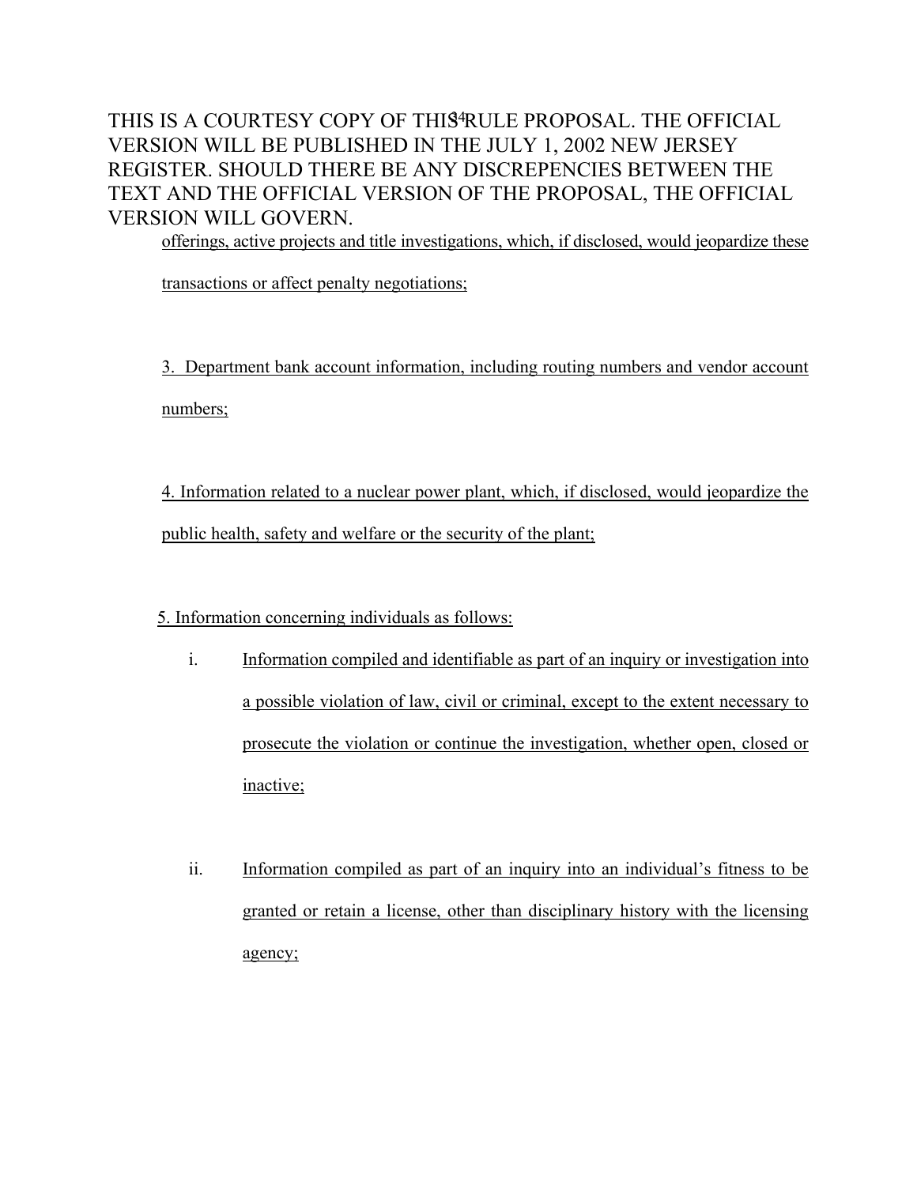offerings, active projects and title investigations, which, if disclosed, would jeopardize these transactions or affect penalty negotiations;

3. Department bank account information, including routing numbers and vendor account numbers;

4. Information related to a nuclear power plant, which, if disclosed, would jeopardize the public health, safety and welfare or the security of the plant;

5. Information concerning individuals as follows:

i. Information compiled and identifiable as part of an inquiry or investigation into a possible violation of law, civil or criminal, except to the extent necessary to prosecute the violation or continue the investigation, whether open, closed or inactive;

ii. Information compiled as part of an inquiry into an individual's fitness to be granted or retain a license, other than disciplinary history with the licensing agency;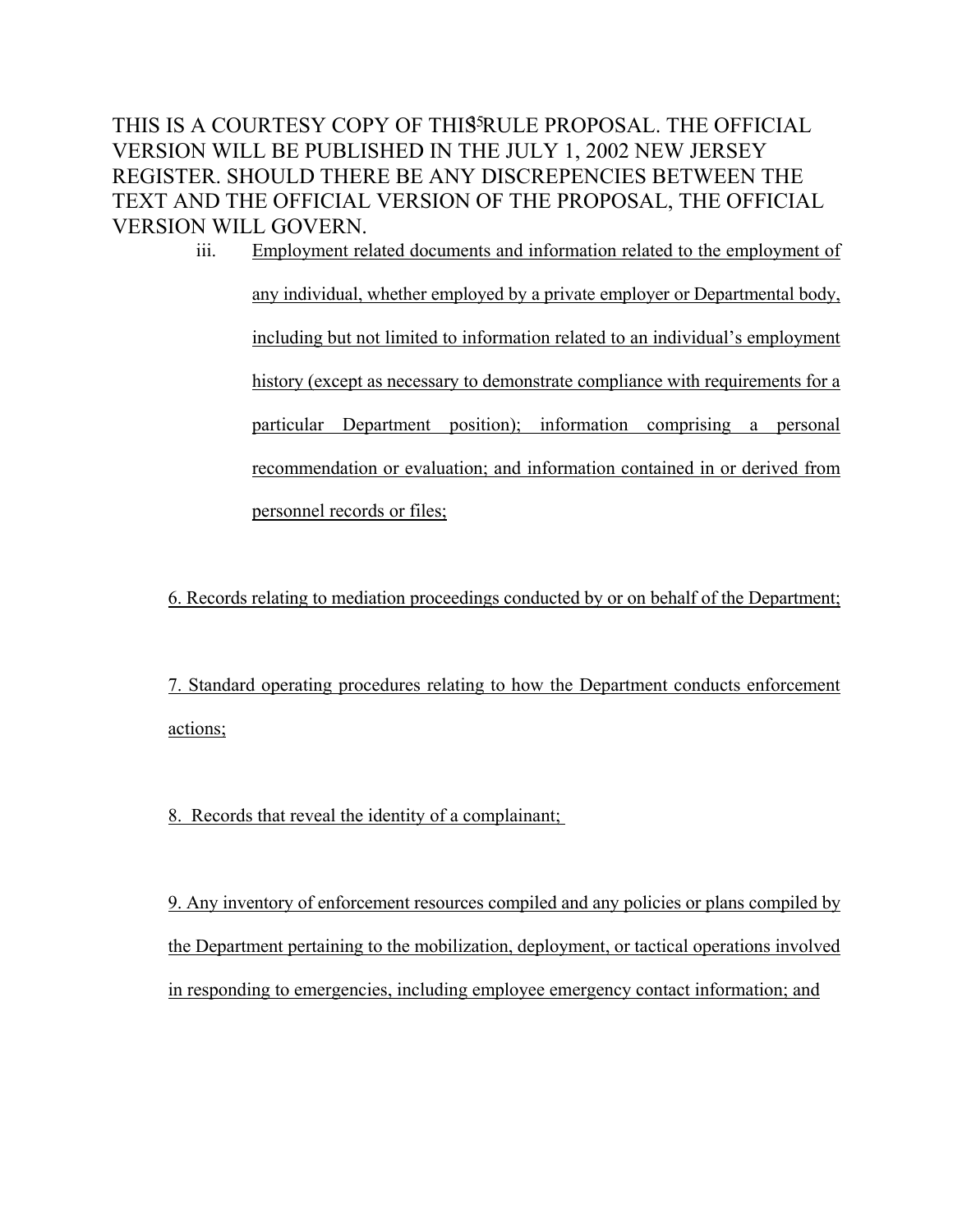iii. Employment related documents and information related to the employment of any individual, whether employed by a private employer or Departmental body, including but not limited to information related to an individual's employment history (except as necessary to demonstrate compliance with requirements for a particular Department position); information comprising a personal recommendation or evaluation; and information contained in or derived from personnel records or files;

6. Records relating to mediation proceedings conducted by or on behalf of the Department;

7. Standard operating procedures relating to how the Department conducts enforcement actions;

8. Records that reveal the identity of a complainant;

9. Any inventory of enforcement resources compiled and any policies or plans compiled by the Department pertaining to the mobilization, deployment, or tactical operations involved in responding to emergencies, including employee emergency contact information; and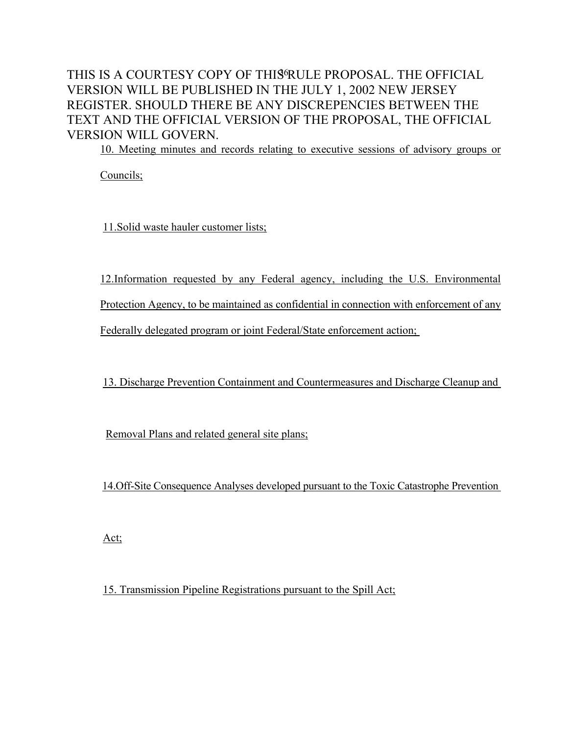10. Meeting minutes and records relating to executive sessions of advisory groups or Councils;

11. Solid waste hauler customer lists;

12. Information requested by any Federal agency, including the U.S. Environmental Protection Agency, to be maintained as confidential in connection with enforcement of any Federally delegated program or joint Federal/State enforcement action;

13. Discharge Prevention Containment and Countermeasures and Discharge Cleanup and Removal Plans and related general site plans;

14. Off-Site Consequence Analyses developed pursuant to the Toxic Catastrophe Prevention Act;

15. Transmission Pipeline Registrations pursuant to the Spill Act;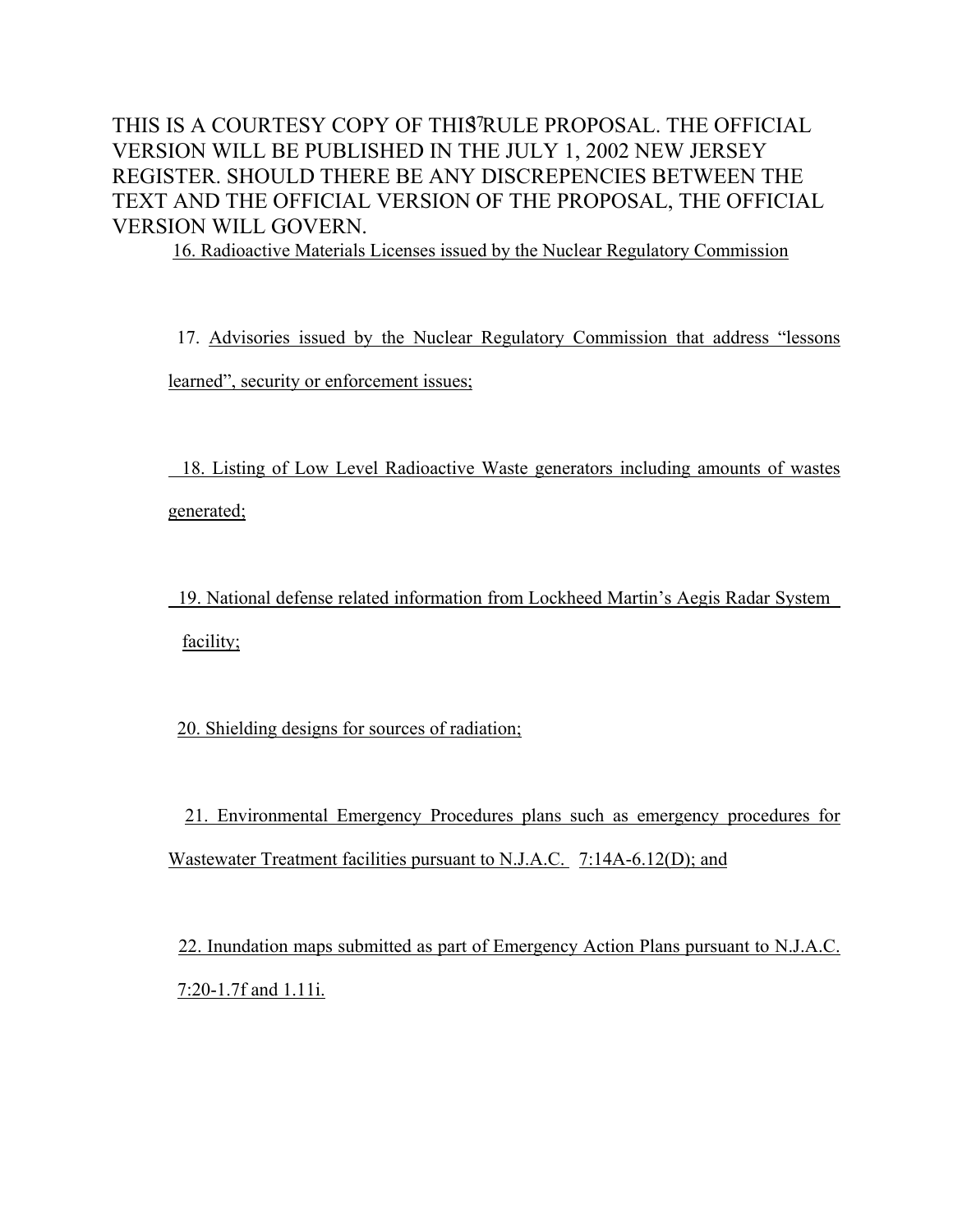16. Radioactive Materials Licenses issued by the Nuclear Regulatory Commission

17. Advisories issued by the Nuclear Regulatory Commission that address "lessons learned", security or enforcement issues;

18. Listing of Low Level Radioactive Waste generators including amounts of wastes generated;

19. National defense related information from Lockheed Martin's Aegis Radar System facility;

20. Shielding designs for sources of radiation;

21. Environmental Emergency Procedures plans such as emergency procedures for Wastewater Treatment facilities pursuant to N.J.A.C. 7:14A-6.12(D); and

22. Inundation maps submitted as part of Emergency Action Plans pursuant to N.J.A.C. 7:20-1.7f and 1.11i.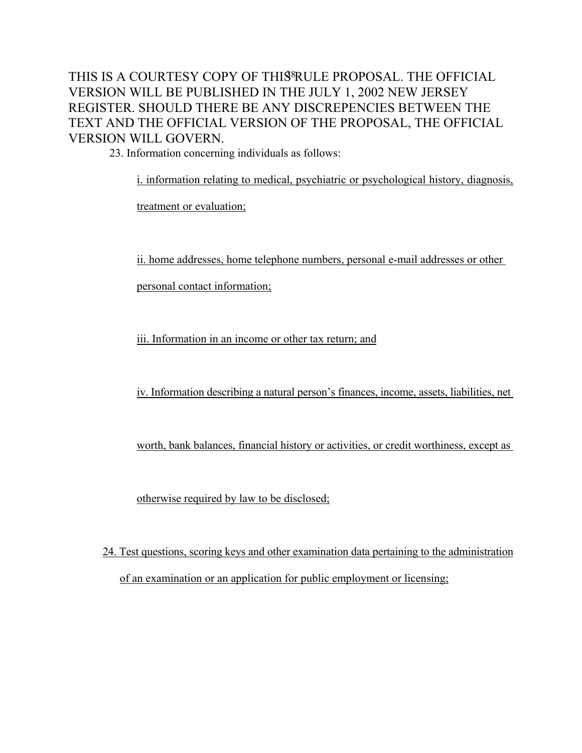23. Information concerning individuals as follows:

i. information relating to medical, psychiatric or psychological history, diagnosis, treatment or evaluation;

ii. home addresses, home telephone numbers, personal e-mail addresses or other personal contact information;

iii. Information in an income or other tax return; and

iv. Information describing a natural person's finances, income, assets, liabilities, net worth, bank balances, financial history or activities, or credit worthiness, except as otherwise required by law to be disclosed;

24. Test questions, scoring keys and other examination data pertaining to the administration of an examination or an application for public employment or licensing;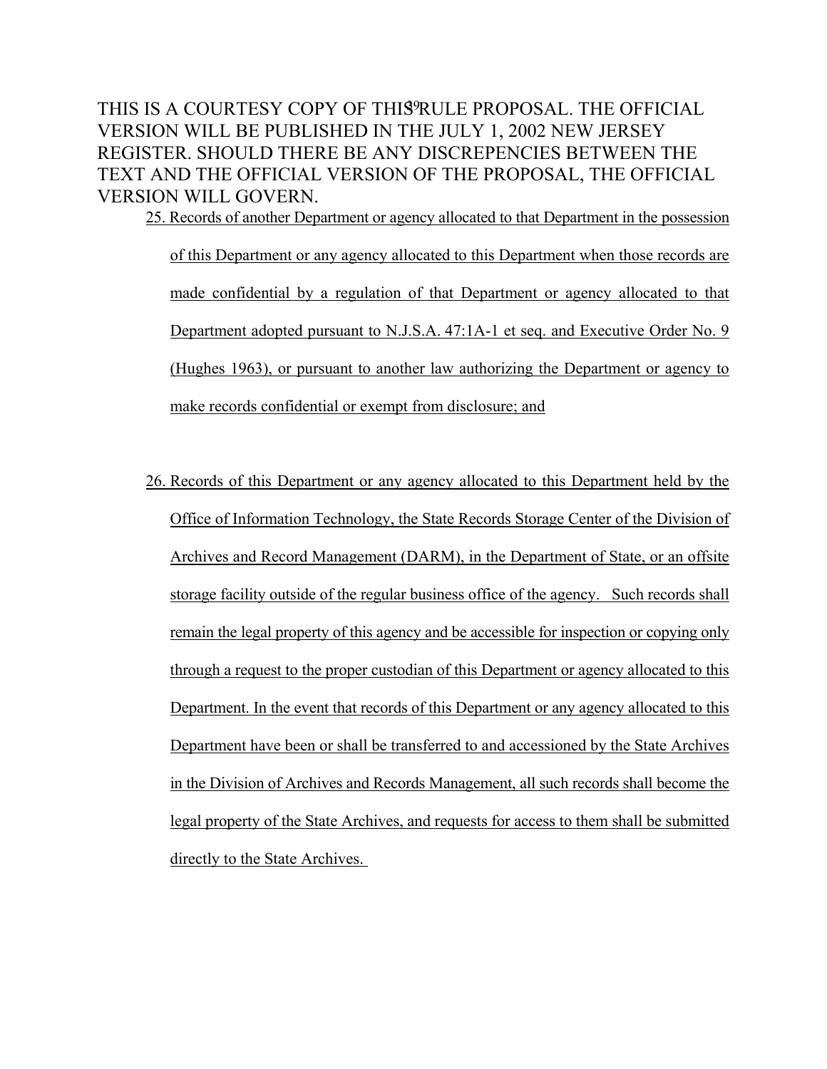25. Records of another Department or agency allocated to that Department in the possession of this Department or any agency allocated to this Department when those records are made confidential by a regulation of that Department or agency allocated to that Department adopted pursuant to N.J.S.A. 47:1A-1 et seq. and Executive Order No. 9 (Hughes 1963), or pursuant to another law authorizing the Department or agency to make records confidential or exempt from disclosure; and

26. Records of this Department or any agency allocated to this Department held by the Office of Information Technology, the State Records Storage Center of the Division of Archives and Record Management (DARM), in the Department of State, or an offsite storage facility outside of the regular business office of the agency. Such records shall remain the legal property of this agency and be accessible for inspection or copying only through a request to the proper custodian of this Department or agency allocated to this Department. In the event that records of this Department or any agency allocated to this Department have been or shall be transferred to and accessioned by the State Archives in the Division of Archives and Records Management, all such records shall become the legal property of the State Archives, and requests for access to them shall be submitted directly to the State Archives.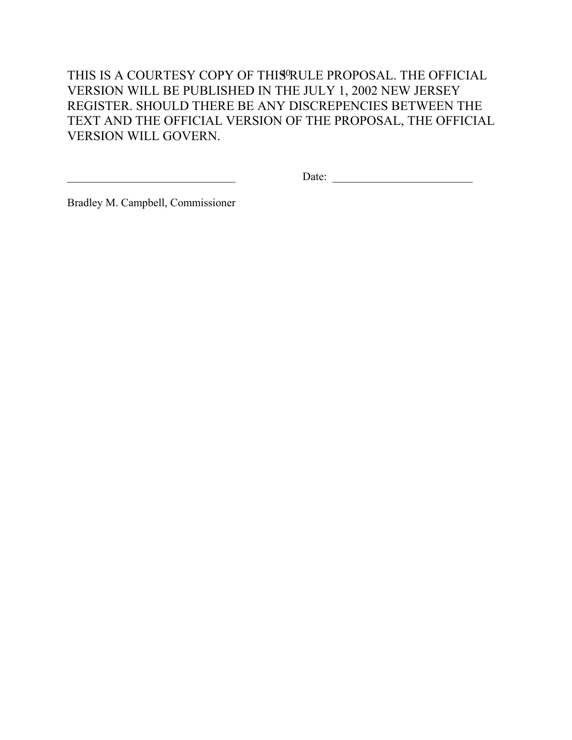THIS IS A COURTESY COPY OF THIS RULE PROPOSAL. THE OFFICIAL VERSION WILL BE PUBLISHED IN THE JULY 1, 2002 NEW JERSEY REGISTER. SHOULD THERE BE ANY DISCREPENCIES BETWEEN THE TEXT AND THE OFFICIAL VERSION OF THE PROPOSAL, THE OFFICIAL VERSION WILL GOVERN.

\_\_\_\_\_\_\_\_\_\_\_\_\_\_\_\_\_\_\_\_\_\_\_\_\_\_\_\_\_\_ Date: \_\_\_\_\_\_\_\_\_\_\_\_\_\_\_\_\_\_\_\_\_\_\_\_\_

Bradley M. Campbell, Commissioner